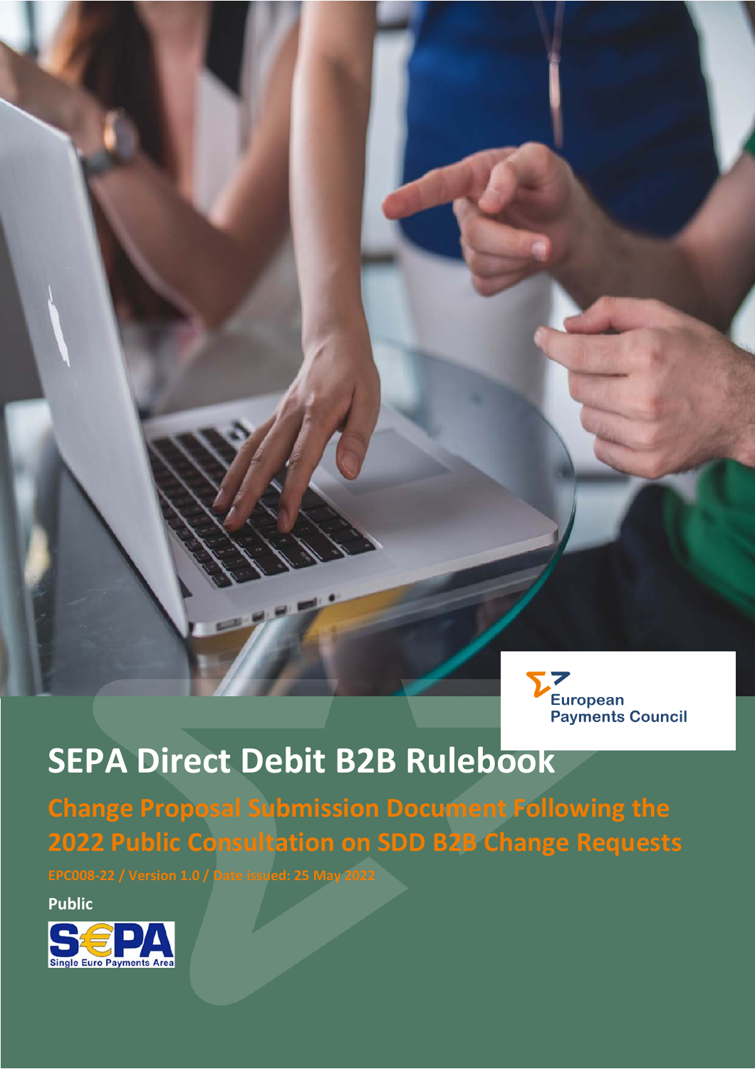European Payments Council

# SEPA Direct Debit B2B Rulebook

## Change Proposal Submission Document Following the 2022 Public Consultation on SDD B2B Change Requests

EPC008-22 / Version 1.0 / Date issued: 25 May 2022

**Public**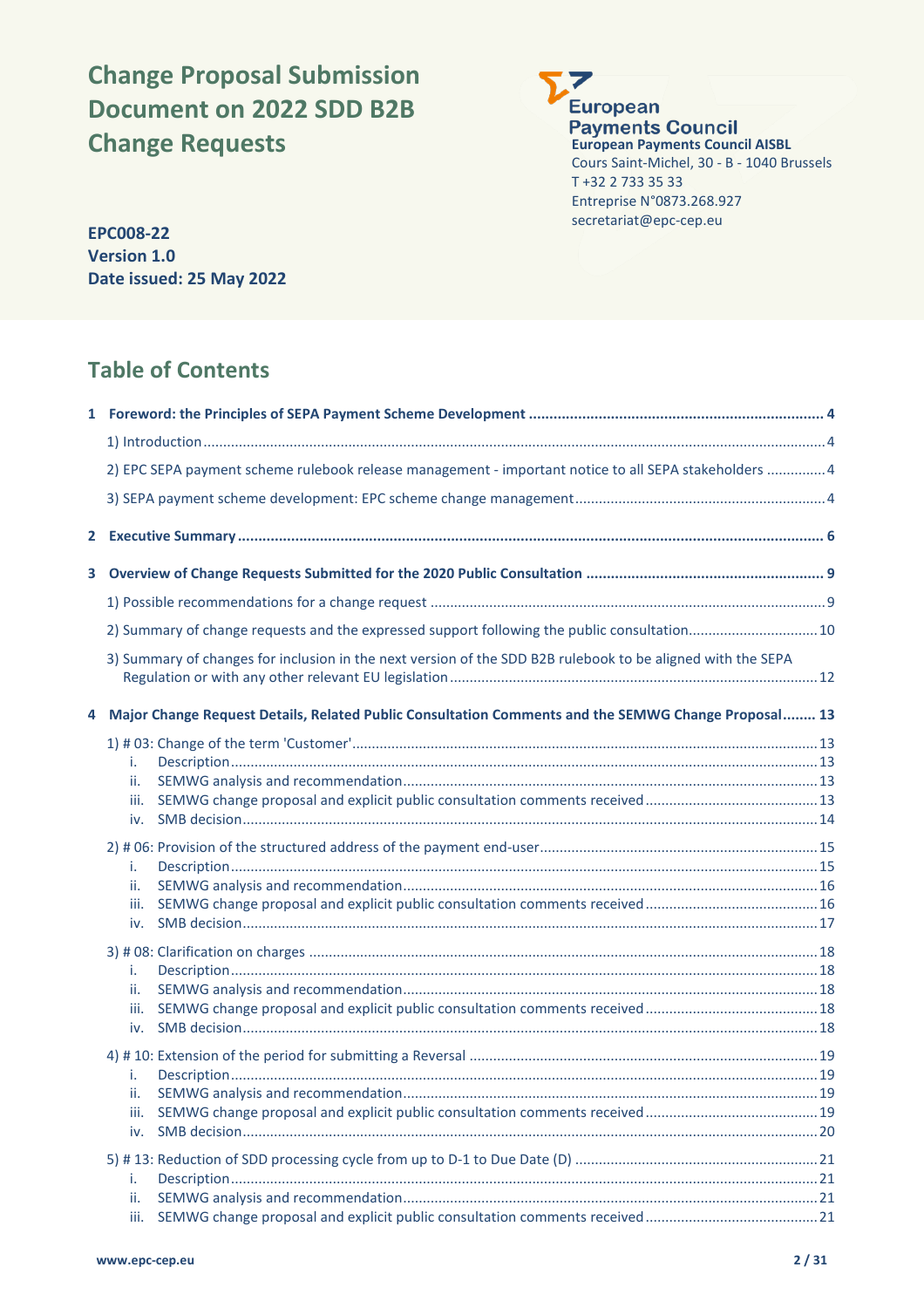# Change Proposal Submission Document on 2022 SDD B2B Change Requests

**European Payments Council AISBL**
Cours Saint-Michel, 30 - B - 1040 Brussels
T +32 2 733 35 33
Entreprise N°0873.268.927
secretariat@epc-cep.eu

**EPC008-22**
**Version 1.0**
**Date issued: 25 May 2022**

## Table of Contents

**1 Foreword: the Principles of SEPA Payment Scheme Development** ..... 4

1) Introduction ..... 4

2) EPC SEPA payment scheme rulebook release management - important notice to all SEPA stakeholders ..... 4

3) SEPA payment scheme development: EPC scheme change management ..... 4

**2 Executive Summary** ..... 6

**3 Overview of Change Requests Submitted for the 2020 Public Consultation** ..... 9

1) Possible recommendations for a change request ..... 9

2) Summary of change requests and the expressed support following the public consultation ..... 10

3) Summary of changes for inclusion in the next version of the SDD B2B rulebook to be aligned with the SEPA Regulation or with any other relevant EU legislation ..... 12

**4 Major Change Request Details, Related Public Consultation Comments and the SEMWG Change Proposal** ..... 13

1) # 03: Change of the term 'Customer' ..... 13
- i. Description ..... 13
- ii. SEMWG analysis and recommendation ..... 13
- iii. SEMWG change proposal and explicit public consultation comments received ..... 13
- iv. SMB decision ..... 14

2) # 06: Provision of the structured address of the payment end-user ..... 15
- i. Description ..... 15
- ii. SEMWG analysis and recommendation ..... 16
- iii. SEMWG change proposal and explicit public consultation comments received ..... 16
- iv. SMB decision ..... 17

3) # 08: Clarification on charges ..... 18
- i. Description ..... 18
- ii. SEMWG analysis and recommendation ..... 18
- iii. SEMWG change proposal and explicit public consultation comments received ..... 18
- iv. SMB decision ..... 18

4) # 10: Extension of the period for submitting a Reversal ..... 19
- i. Description ..... 19
- ii. SEMWG analysis and recommendation ..... 19
- iii. SEMWG change proposal and explicit public consultation comments received ..... 19
- iv. SMB decision ..... 20

5) # 13: Reduction of SDD processing cycle from up to D-1 to Due Date (D) ..... 21
- i. Description ..... 21
- ii. SEMWG analysis and recommendation ..... 21
- iii. SEMWG change proposal and explicit public consultation comments received ..... 21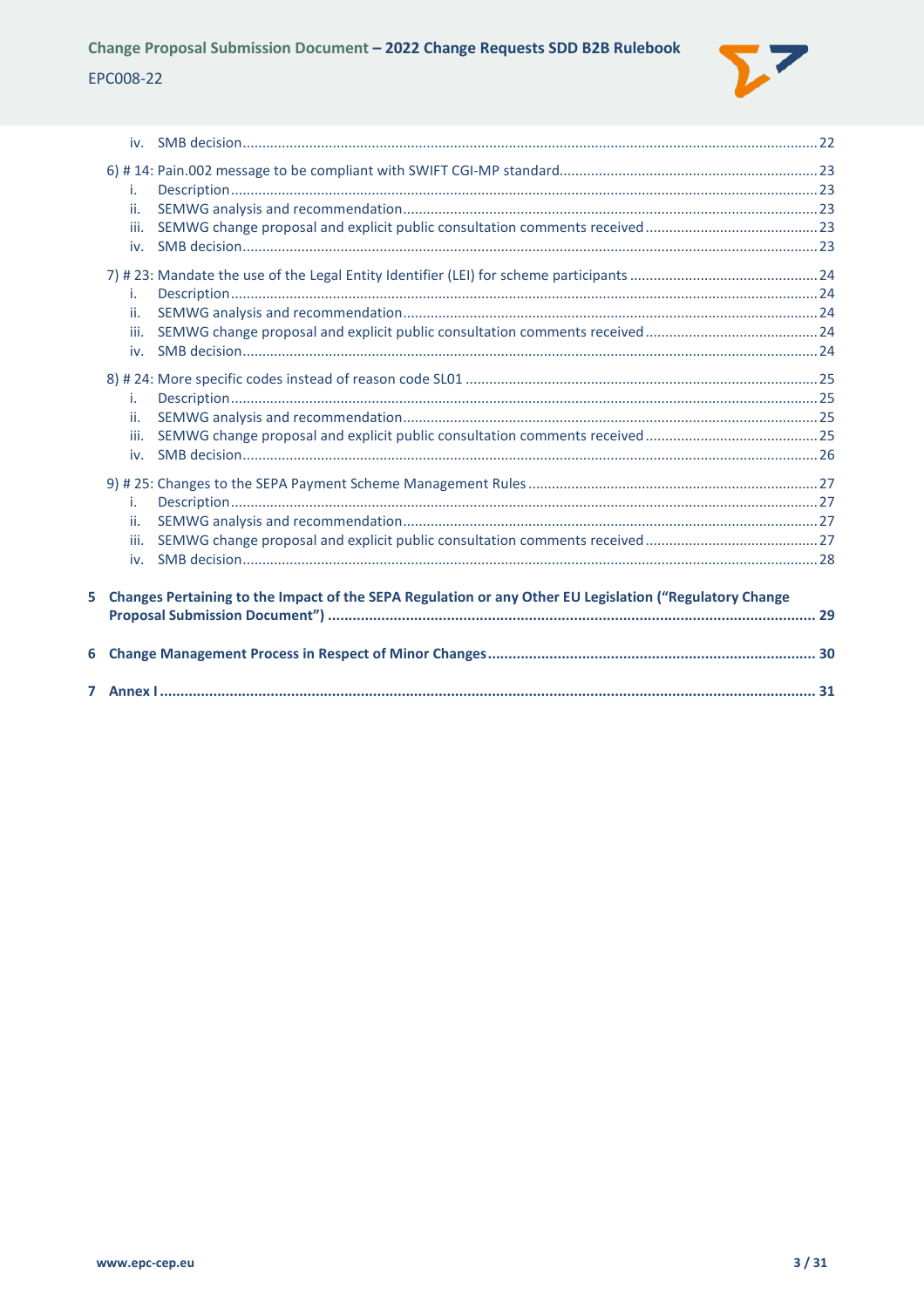iv. SMB decision ..... 22

6) # 14: Pain.002 message to be compliant with SWIFT CGI-MP standard ..... 23
  i. Description ..... 23
  ii. SEMWG analysis and recommendation ..... 23
  iii. SEMWG change proposal and explicit public consultation comments received ..... 23
  iv. SMB decision ..... 23

7) # 23: Mandate the use of the Legal Entity Identifier (LEI) for scheme participants ..... 24
  i. Description ..... 24
  ii. SEMWG analysis and recommendation ..... 24
  iii. SEMWG change proposal and explicit public consultation comments received ..... 24
  iv. SMB decision ..... 24

8) # 24: More specific codes instead of reason code SL01 ..... 25
  i. Description ..... 25
  ii. SEMWG analysis and recommendation ..... 25
  iii. SEMWG change proposal and explicit public consultation comments received ..... 25
  iv. SMB decision ..... 26

9) # 25: Changes to the SEPA Payment Scheme Management Rules ..... 27
  i. Description ..... 27
  ii. SEMWG analysis and recommendation ..... 27
  iii. SEMWG change proposal and explicit public consultation comments received ..... 27
  iv. SMB decision ..... 28

**5 Changes Pertaining to the Impact of the SEPA Regulation or any Other EU Legislation ("Regulatory Change Proposal Submission Document") ..... 29**

**6 Change Management Process in Respect of Minor Changes ..... 30**

**7 Annex I ..... 31**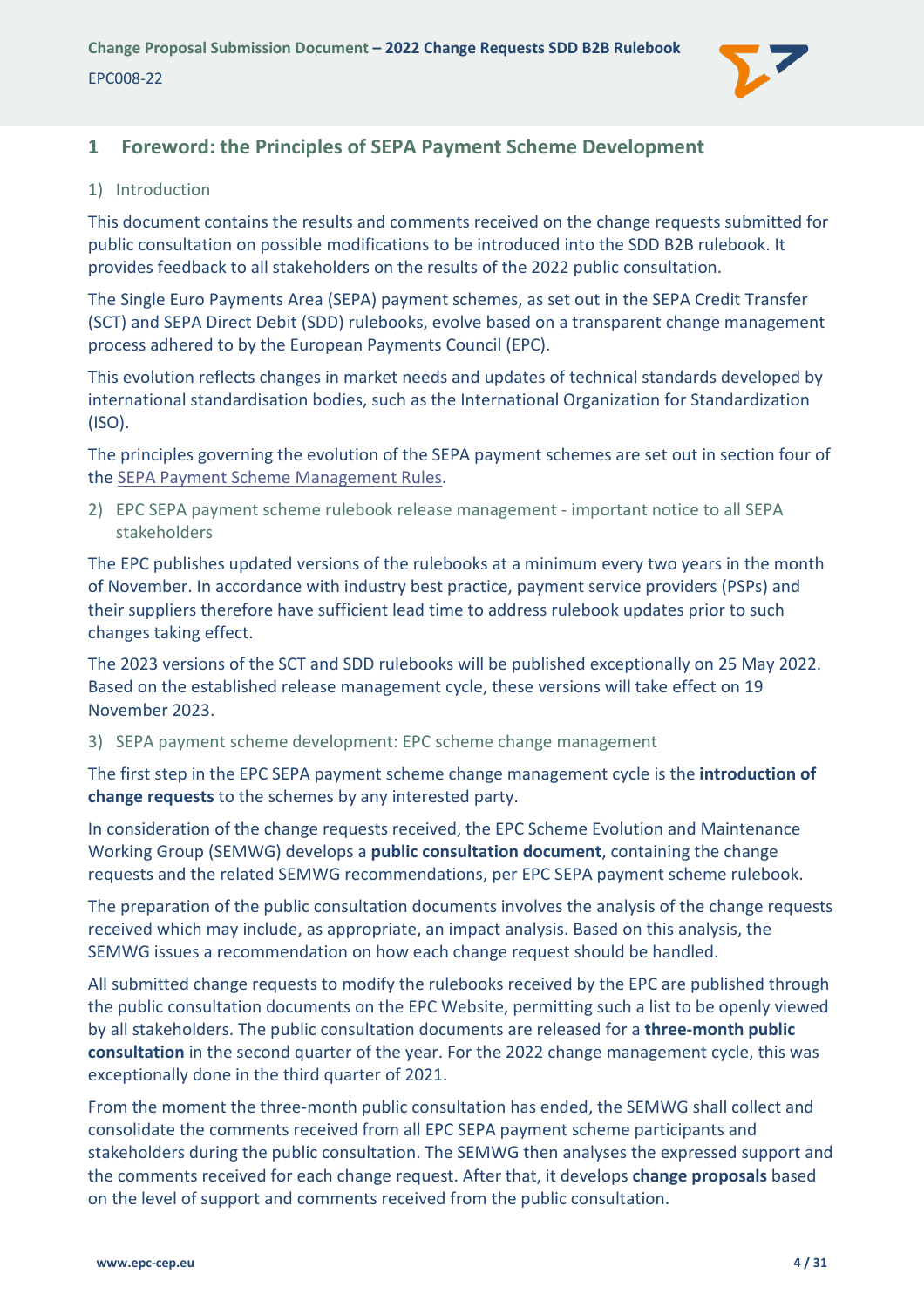# 1 Foreword: the Principles of SEPA Payment Scheme Development

## 1) Introduction

This document contains the results and comments received on the change requests submitted for public consultation on possible modifications to be introduced into the SDD B2B rulebook. It provides feedback to all stakeholders on the results of the 2022 public consultation.

The Single Euro Payments Area (SEPA) payment schemes, as set out in the SEPA Credit Transfer (SCT) and SEPA Direct Debit (SDD) rulebooks, evolve based on a transparent change management process adhered to by the European Payments Council (EPC).

This evolution reflects changes in market needs and updates of technical standards developed by international standardisation bodies, such as the International Organization for Standardization (ISO).

The principles governing the evolution of the SEPA payment schemes are set out in section four of the SEPA Payment Scheme Management Rules.

## 2) EPC SEPA payment scheme rulebook release management - important notice to all SEPA stakeholders

The EPC publishes updated versions of the rulebooks at a minimum every two years in the month of November. In accordance with industry best practice, payment service providers (PSPs) and their suppliers therefore have sufficient lead time to address rulebook updates prior to such changes taking effect.

The 2023 versions of the SCT and SDD rulebooks will be published exceptionally on 25 May 2022. Based on the established release management cycle, these versions will take effect on 19 November 2023.

## 3) SEPA payment scheme development: EPC scheme change management

The first step in the EPC SEPA payment scheme change management cycle is the **introduction of change requests** to the schemes by any interested party.

In consideration of the change requests received, the EPC Scheme Evolution and Maintenance Working Group (SEMWG) develops a **public consultation document**, containing the change requests and the related SEMWG recommendations, per EPC SEPA payment scheme rulebook.

The preparation of the public consultation documents involves the analysis of the change requests received which may include, as appropriate, an impact analysis. Based on this analysis, the SEMWG issues a recommendation on how each change request should be handled.

All submitted change requests to modify the rulebooks received by the EPC are published through the public consultation documents on the EPC Website, permitting such a list to be openly viewed by all stakeholders. The public consultation documents are released for a **three-month public consultation** in the second quarter of the year. For the 2022 change management cycle, this was exceptionally done in the third quarter of 2021.

From the moment the three-month public consultation has ended, the SEMWG shall collect and consolidate the comments received from all EPC SEPA payment scheme participants and stakeholders during the public consultation. The SEMWG then analyses the expressed support and the comments received for each change request. After that, it develops **change proposals** based on the level of support and comments received from the public consultation.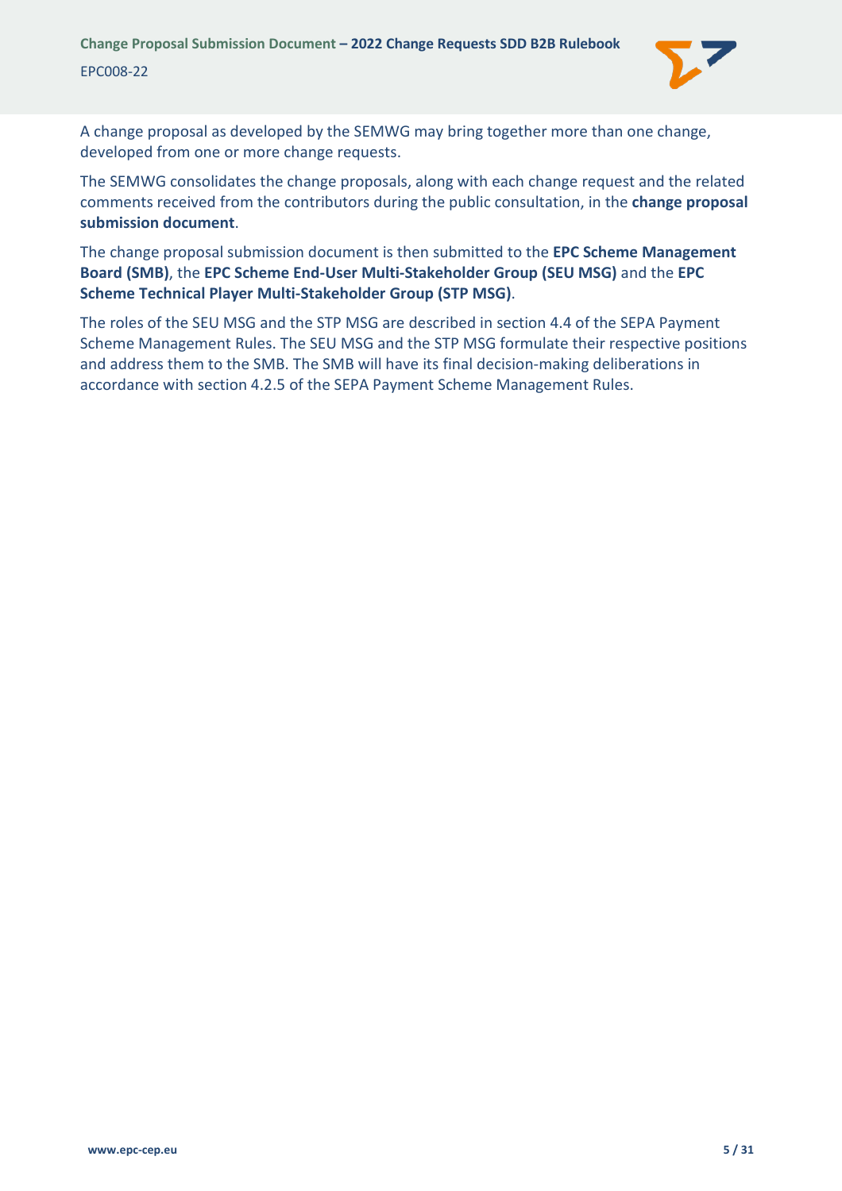A change proposal as developed by the SEMWG may bring together more than one change, developed from one or more change requests.

The SEMWG consolidates the change proposals, along with each change request and the related comments received from the contributors during the public consultation, in the **change proposal submission document**.

The change proposal submission document is then submitted to the **EPC Scheme Management Board (SMB)**, the **EPC Scheme End-User Multi-Stakeholder Group (SEU MSG)** and the **EPC Scheme Technical Player Multi-Stakeholder Group (STP MSG)**.

The roles of the SEU MSG and the STP MSG are described in section 4.4 of the SEPA Payment Scheme Management Rules. The SEU MSG and the STP MSG formulate their respective positions and address them to the SMB. The SMB will have its final decision-making deliberations in accordance with section 4.2.5 of the SEPA Payment Scheme Management Rules.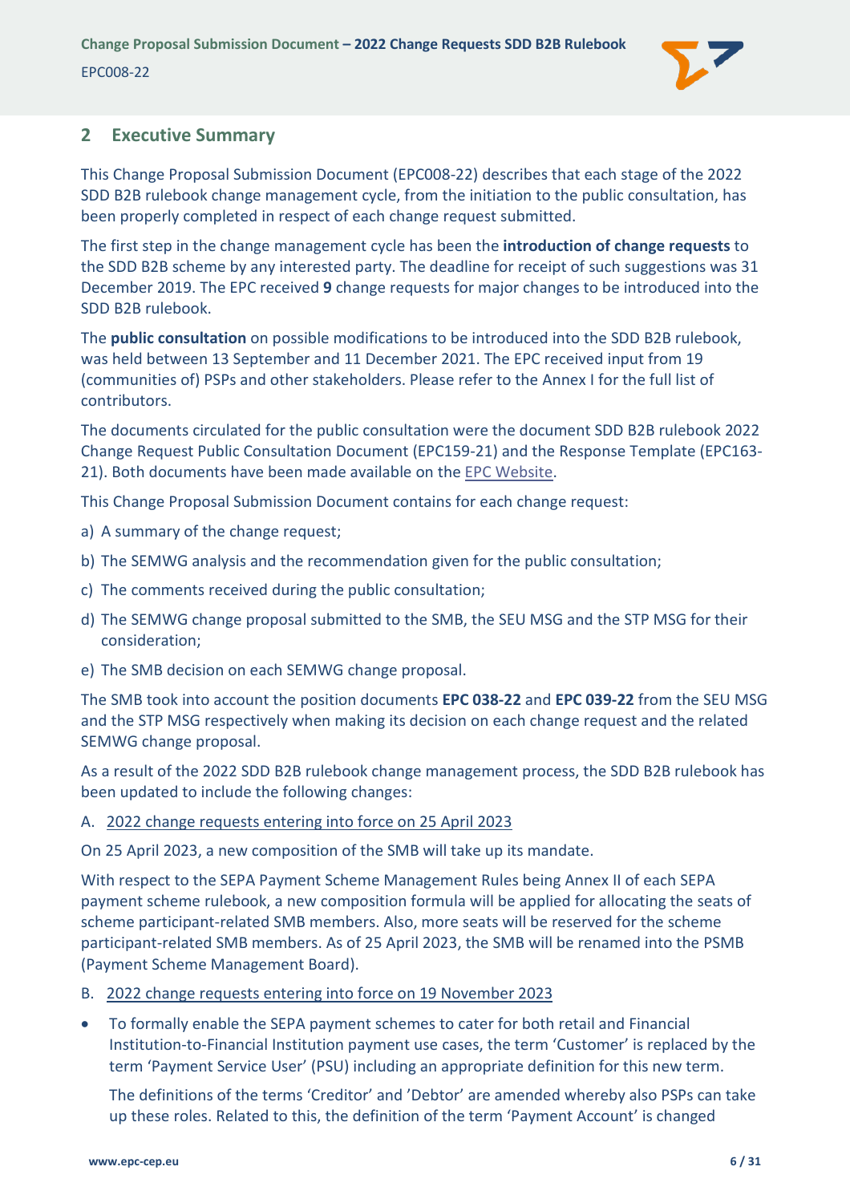## 2 Executive Summary

This Change Proposal Submission Document (EPC008-22) describes that each stage of the 2022 SDD B2B rulebook change management cycle, from the initiation to the public consultation, has been properly completed in respect of each change request submitted.

The first step in the change management cycle has been the **introduction of change requests** to the SDD B2B scheme by any interested party. The deadline for receipt of such suggestions was 31 December 2019. The EPC received **9** change requests for major changes to be introduced into the SDD B2B rulebook.

The **public consultation** on possible modifications to be introduced into the SDD B2B rulebook, was held between 13 September and 11 December 2021. The EPC received input from 19 (communities of) PSPs and other stakeholders. Please refer to the Annex I for the full list of contributors.

The documents circulated for the public consultation were the document SDD B2B rulebook 2022 Change Request Public Consultation Document (EPC159-21) and the Response Template (EPC163-21). Both documents have been made available on the EPC Website.

This Change Proposal Submission Document contains for each change request:

a) A summary of the change request;

b) The SEMWG analysis and the recommendation given for the public consultation;

c) The comments received during the public consultation;

d) The SEMWG change proposal submitted to the SMB, the SEU MSG and the STP MSG for their consideration;

e) The SMB decision on each SEMWG change proposal.

The SMB took into account the position documents **EPC 038-22** and **EPC 039-22** from the SEU MSG and the STP MSG respectively when making its decision on each change request and the related SEMWG change proposal.

As a result of the 2022 SDD B2B rulebook change management process, the SDD B2B rulebook has been updated to include the following changes:

A. 2022 change requests entering into force on 25 April 2023

On 25 April 2023, a new composition of the SMB will take up its mandate.

With respect to the SEPA Payment Scheme Management Rules being Annex II of each SEPA payment scheme rulebook, a new composition formula will be applied for allocating the seats of scheme participant-related SMB members. Also, more seats will be reserved for the scheme participant-related SMB members. As of 25 April 2023, the SMB will be renamed into the PSMB (Payment Scheme Management Board).

B. 2022 change requests entering into force on 19 November 2023

- To formally enable the SEPA payment schemes to cater for both retail and Financial Institution-to-Financial Institution payment use cases, the term 'Customer' is replaced by the term 'Payment Service User' (PSU) including an appropriate definition for this new term.

  The definitions of the terms 'Creditor' and 'Debtor' are amended whereby also PSPs can take up these roles. Related to this, the definition of the term 'Payment Account' is changed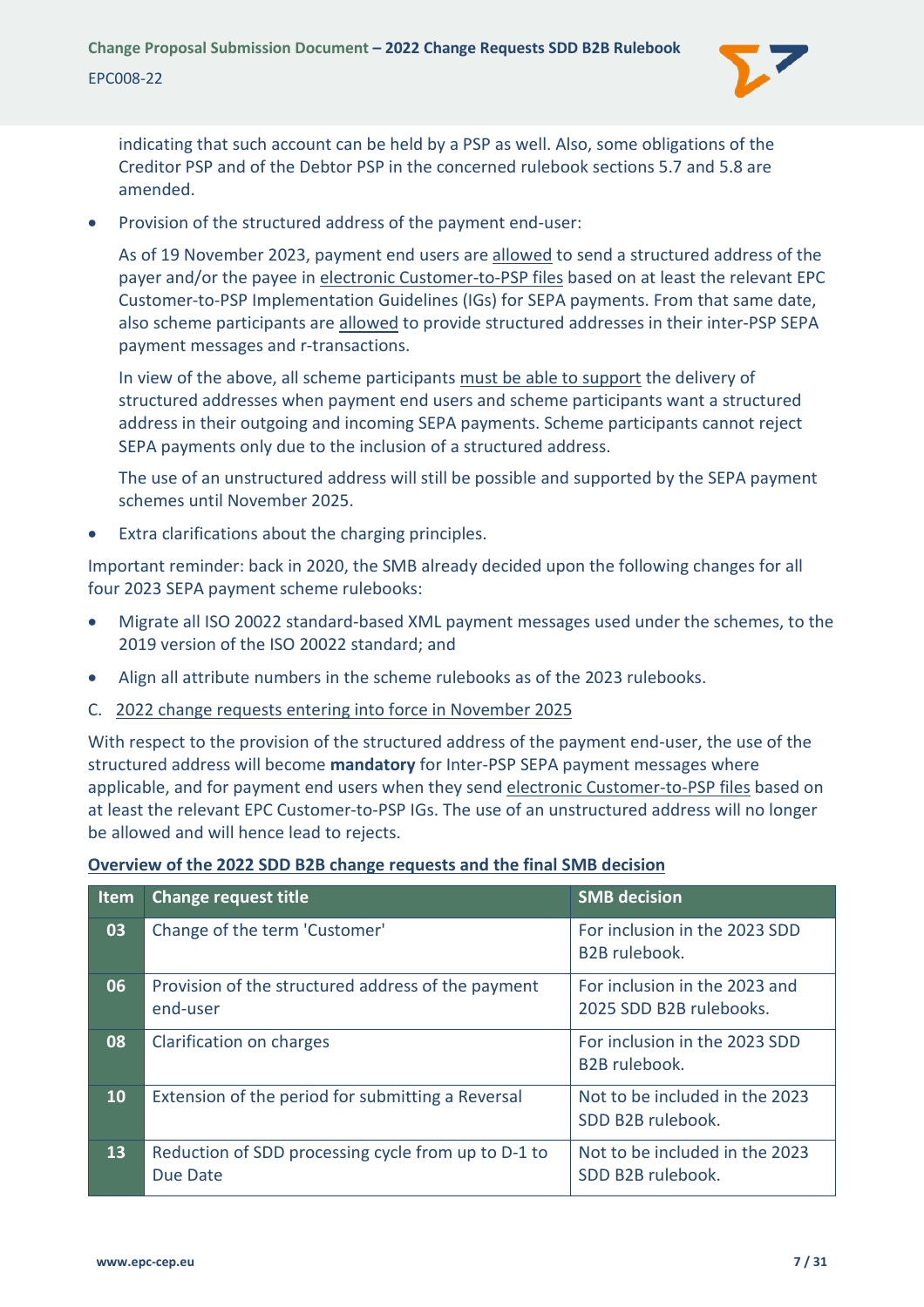indicating that such account can be held by a PSP as well. Also, some obligations of the Creditor PSP and of the Debtor PSP in the concerned rulebook sections 5.7 and 5.8 are amended.

- Provision of the structured address of the payment end-user:

  As of 19 November 2023, payment end users are allowed to send a structured address of the payer and/or the payee in electronic Customer-to-PSP files based on at least the relevant EPC Customer-to-PSP Implementation Guidelines (IGs) for SEPA payments. From that same date, also scheme participants are allowed to provide structured addresses in their inter-PSP SEPA payment messages and r-transactions.

  In view of the above, all scheme participants must be able to support the delivery of structured addresses when payment end users and scheme participants want a structured address in their outgoing and incoming SEPA payments. Scheme participants cannot reject SEPA payments only due to the inclusion of a structured address.

  The use of an unstructured address will still be possible and supported by the SEPA payment schemes until November 2025.

- Extra clarifications about the charging principles.

Important reminder: back in 2020, the SMB already decided upon the following changes for all four 2023 SEPA payment scheme rulebooks:

- Migrate all ISO 20022 standard-based XML payment messages used under the schemes, to the 2019 version of the ISO 20022 standard; and
- Align all attribute numbers in the scheme rulebooks as of the 2023 rulebooks.

C. 2022 change requests entering into force in November 2025

With respect to the provision of the structured address of the payment end-user, the use of the structured address will become **mandatory** for Inter-PSP SEPA payment messages where applicable, and for payment end users when they send electronic Customer-to-PSP files based on at least the relevant EPC Customer-to-PSP IGs. The use of an unstructured address will no longer be allowed and will hence lead to rejects.

**Overview of the 2022 SDD B2B change requests and the final SMB decision**

| Item | Change request title | SMB decision |
|---|---|---|
| 03 | Change of the term 'Customer' | For inclusion in the 2023 SDD B2B rulebook. |
| 06 | Provision of the structured address of the payment end-user | For inclusion in the 2023 and 2025 SDD B2B rulebooks. |
| 08 | Clarification on charges | For inclusion in the 2023 SDD B2B rulebook. |
| 10 | Extension of the period for submitting a Reversal | Not to be included in the 2023 SDD B2B rulebook. |
| 13 | Reduction of SDD processing cycle from up to D-1 to Due Date | Not to be included in the 2023 SDD B2B rulebook. |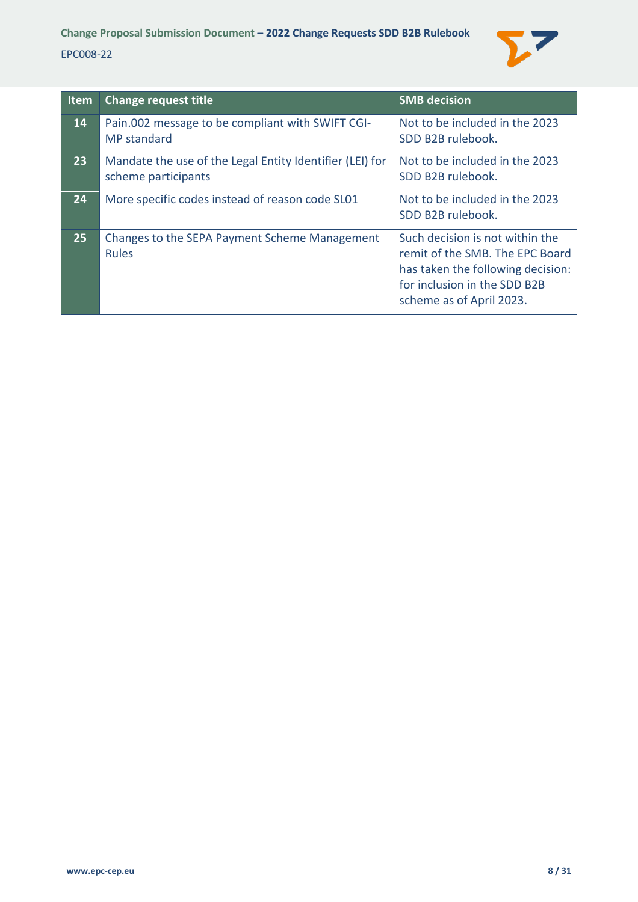| Item | Change request title | SMB decision |
|---|---|---|
| 14 | Pain.002 message to be compliant with SWIFT CGI-MP standard | Not to be included in the 2023 SDD B2B rulebook. |
| 23 | Mandate the use of the Legal Entity Identifier (LEI) for scheme participants | Not to be included in the 2023 SDD B2B rulebook. |
| 24 | More specific codes instead of reason code SL01 | Not to be included in the 2023 SDD B2B rulebook. |
| 25 | Changes to the SEPA Payment Scheme Management Rules | Such decision is not within the remit of the SMB. The EPC Board has taken the following decision: for inclusion in the SDD B2B scheme as of April 2023. |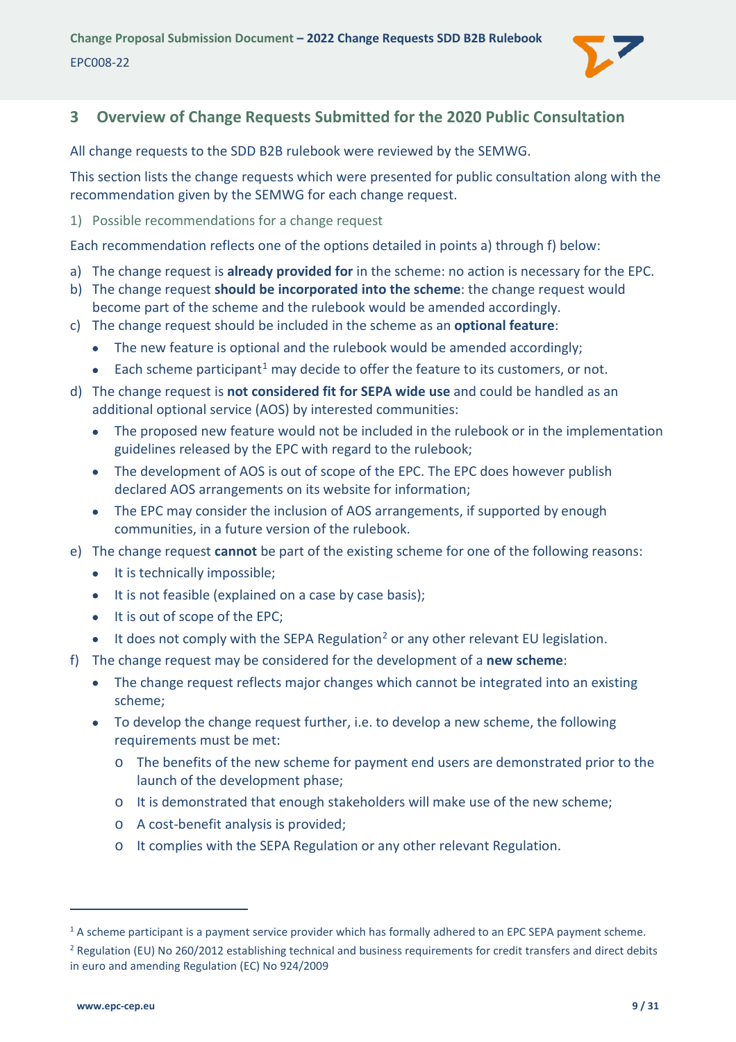## 3 Overview of Change Requests Submitted for the 2020 Public Consultation

All change requests to the SDD B2B rulebook were reviewed by the SEMWG.

This section lists the change requests which were presented for public consultation along with the recommendation given by the SEMWG for each change request.

1) Possible recommendations for a change request

Each recommendation reflects one of the options detailed in points a) through f) below:

a) The change request is **already provided for** in the scheme: no action is necessary for the EPC.
b) The change request **should be incorporated into the scheme**: the change request would become part of the scheme and the rulebook would be amended accordingly.
c) The change request should be included in the scheme as an **optional feature**:
   - The new feature is optional and the rulebook would be amended accordingly;
   - Each scheme participant[1] may decide to offer the feature to its customers, or not.
d) The change request is **not considered fit for SEPA wide use** and could be handled as an additional optional service (AOS) by interested communities:
   - The proposed new feature would not be included in the rulebook or in the implementation guidelines released by the EPC with regard to the rulebook;
   - The development of AOS is out of scope of the EPC. The EPC does however publish declared AOS arrangements on its website for information;
   - The EPC may consider the inclusion of AOS arrangements, if supported by enough communities, in a future version of the rulebook.
e) The change request **cannot** be part of the existing scheme for one of the following reasons:
   - It is technically impossible;
   - It is not feasible (explained on a case by case basis);
   - It is out of scope of the EPC;
   - It does not comply with the SEPA Regulation[2] or any other relevant EU legislation.
f) The change request may be considered for the development of a **new scheme**:
   - The change request reflects major changes which cannot be integrated into an existing scheme;
   - To develop the change request further, i.e. to develop a new scheme, the following requirements must be met:
     - The benefits of the new scheme for payment end users are demonstrated prior to the launch of the development phase;
     - It is demonstrated that enough stakeholders will make use of the new scheme;
     - A cost-benefit analysis is provided;
     - It complies with the SEPA Regulation or any other relevant Regulation.

---

[1] A scheme participant is a payment service provider which has formally adhered to an EPC SEPA payment scheme.

[2] Regulation (EU) No 260/2012 establishing technical and business requirements for credit transfers and direct debits in euro and amending Regulation (EC) No 924/2009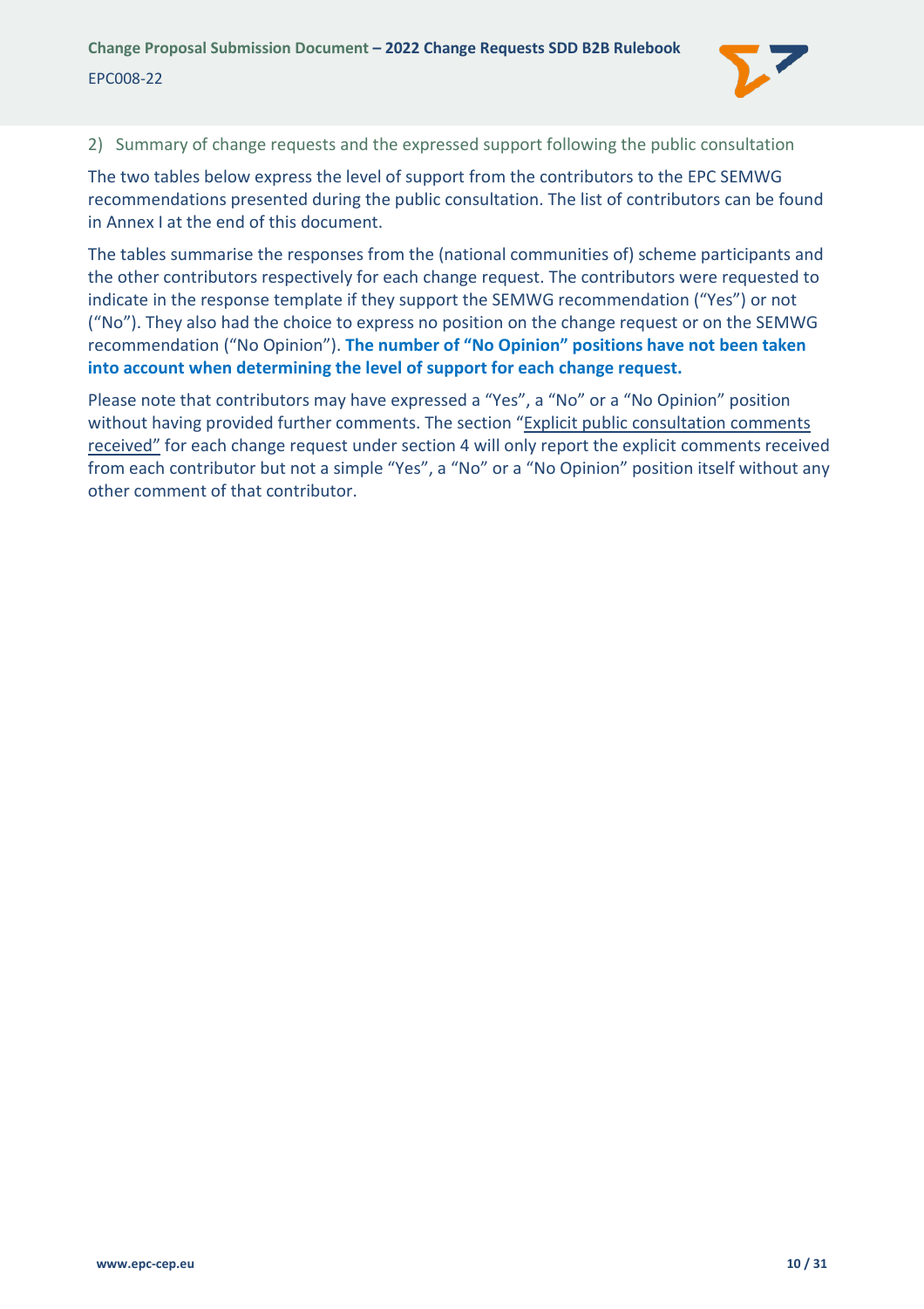## 2) Summary of change requests and the expressed support following the public consultation

The two tables below express the level of support from the contributors to the EPC SEMWG recommendations presented during the public consultation. The list of contributors can be found in Annex I at the end of this document.

The tables summarise the responses from the (national communities of) scheme participants and the other contributors respectively for each change request. The contributors were requested to indicate in the response template if they support the SEMWG recommendation ("Yes") or not ("No"). They also had the choice to express no position on the change request or on the SEMWG recommendation ("No Opinion"). **The number of "No Opinion" positions have not been taken into account when determining the level of support for each change request.**

Please note that contributors may have expressed a "Yes", a "No" or a "No Opinion" position without having provided further comments. The section "Explicit public consultation comments received" for each change request under section 4 will only report the explicit comments received from each contributor but not a simple "Yes", a "No" or a "No Opinion" position itself without any other comment of that contributor.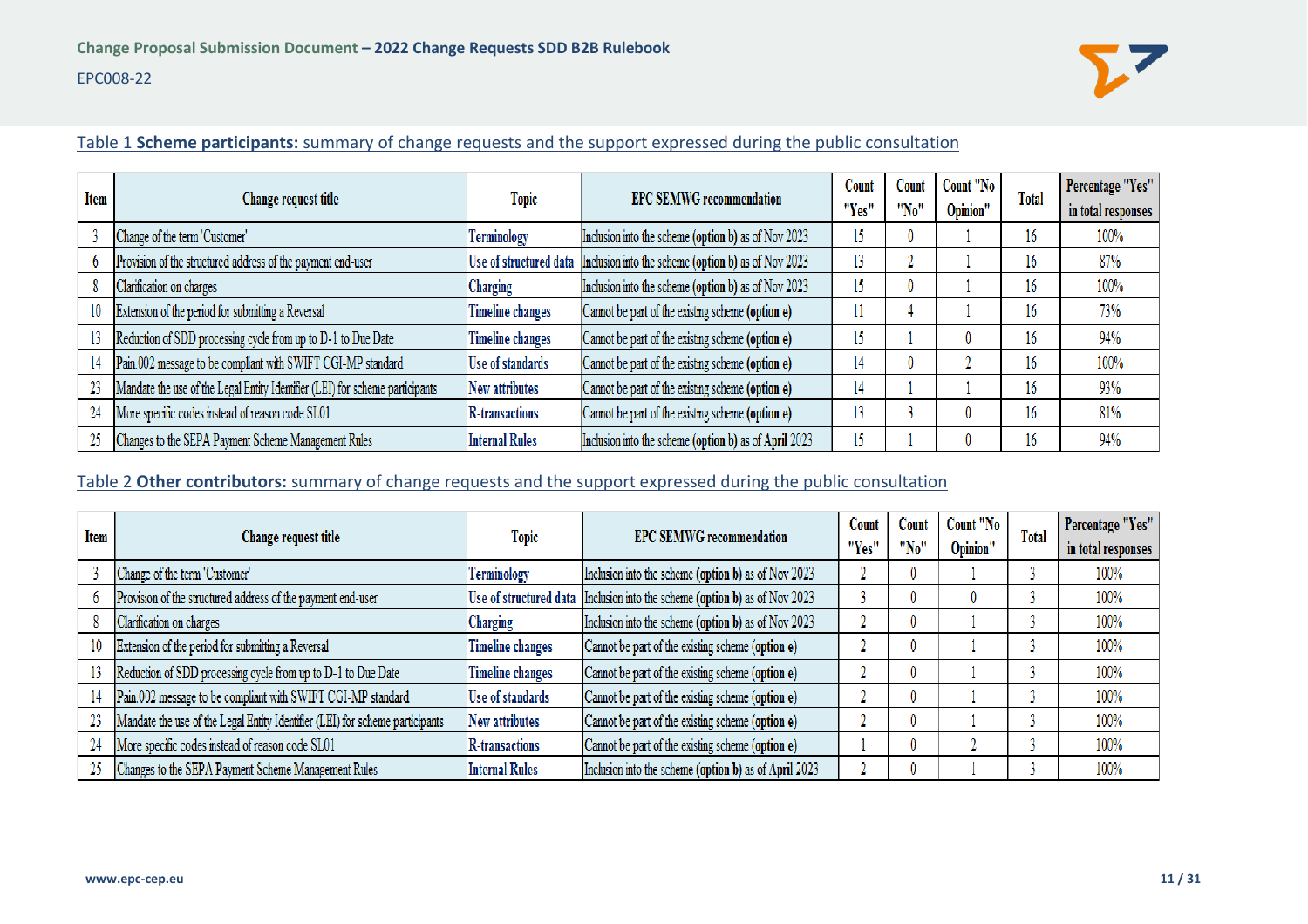Table 1 **Scheme participants:** summary of change requests and the support expressed during the public consultation

| Item | Change request title | Topic | EPC SEMWG recommendation | Count "Yes" | Count "No" | Count "No Opinion" | Total | Percentage "Yes" in total responses |
|---|---|---|---|---|---|---|---|---|
| 3 | Change of the term 'Customer' | Terminology | Inclusion into the scheme (**option b**) as of Nov 2023 | 15 | 0 | 1 | 16 | 100% |
| 6 | Provision of the structured address of the payment end-user | Use of structured data | Inclusion into the scheme (**option b**) as of Nov 2023 | 13 | 2 | 1 | 16 | 87% |
| 8 | Clarification on charges | Charging | Inclusion into the scheme (**option b**) as of Nov 2023 | 15 | 0 | 1 | 16 | 100% |
| 10 | Extension of the period for submitting a Reversal | Timeline changes | Cannot be part of the existing scheme (**option e**) | 11 | 4 | 1 | 16 | 73% |
| 13 | Reduction of SDD processing cycle from up to D-1 to Due Date | Timeline changes | Cannot be part of the existing scheme (**option e**) | 15 | 1 | 0 | 16 | 94% |
| 14 | Pain.002 message to be compliant with SWIFT CGI-MP standard | Use of standards | Cannot be part of the existing scheme (**option e**) | 14 | 0 | 2 | 16 | 100% |
| 23 | Mandate the use of the Legal Entity Identifier (LEI) for scheme participants | New attributes | Cannot be part of the existing scheme (**option e**) | 14 | 1 | 1 | 16 | 93% |
| 24 | More specific codes instead of reason code SL01 | R-transactions | Cannot be part of the existing scheme (**option e**) | 13 | 3 | 0 | 16 | 81% |
| 25 | Changes to the SEPA Payment Scheme Management Rules | Internal Rules | Inclusion into the scheme (**option b**) as of April 2023 | 15 | 1 | 0 | 16 | 94% |

Table 2 **Other contributors:** summary of change requests and the support expressed during the public consultation

| Item | Change request title | Topic | EPC SEMWG recommendation | Count "Yes" | Count "No" | Count "No Opinion" | Total | Percentage "Yes" in total responses |
|---|---|---|---|---|---|---|---|---|
| 3 | Change of the term 'Customer' | Terminology | Inclusion into the scheme (**option b**) as of Nov 2023 | 2 | 0 | 1 | 3 | 100% |
| 6 | Provision of the structured address of the payment end-user | Use of structured data | Inclusion into the scheme (**option b**) as of Nov 2023 | 3 | 0 | 0 | 3 | 100% |
| 8 | Clarification on charges | Charging | Inclusion into the scheme (**option b**) as of Nov 2023 | 2 | 0 | 1 | 3 | 100% |
| 10 | Extension of the period for submitting a Reversal | Timeline changes | Cannot be part of the existing scheme (**option e**) | 2 | 0 | 1 | 3 | 100% |
| 13 | Reduction of SDD processing cycle from up to D-1 to Due Date | Timeline changes | Cannot be part of the existing scheme (**option e**) | 2 | 0 | 1 | 3 | 100% |
| 14 | Pain.002 message to be compliant with SWIFT CGI-MP standard | Use of standards | Cannot be part of the existing scheme (**option e**) | 2 | 0 | 1 | 3 | 100% |
| 23 | Mandate the use of the Legal Entity Identifier (LEI) for scheme participants | New attributes | Cannot be part of the existing scheme (**option e**) | 2 | 0 | 1 | 3 | 100% |
| 24 | More specific codes instead of reason code SL01 | R-transactions | Cannot be part of the existing scheme (**option e**) | 1 | 0 | 2 | 3 | 100% |
| 25 | Changes to the SEPA Payment Scheme Management Rules | Internal Rules | Inclusion into the scheme (**option b**) as of April 2023 | 2 | 0 | 1 | 3 | 100% |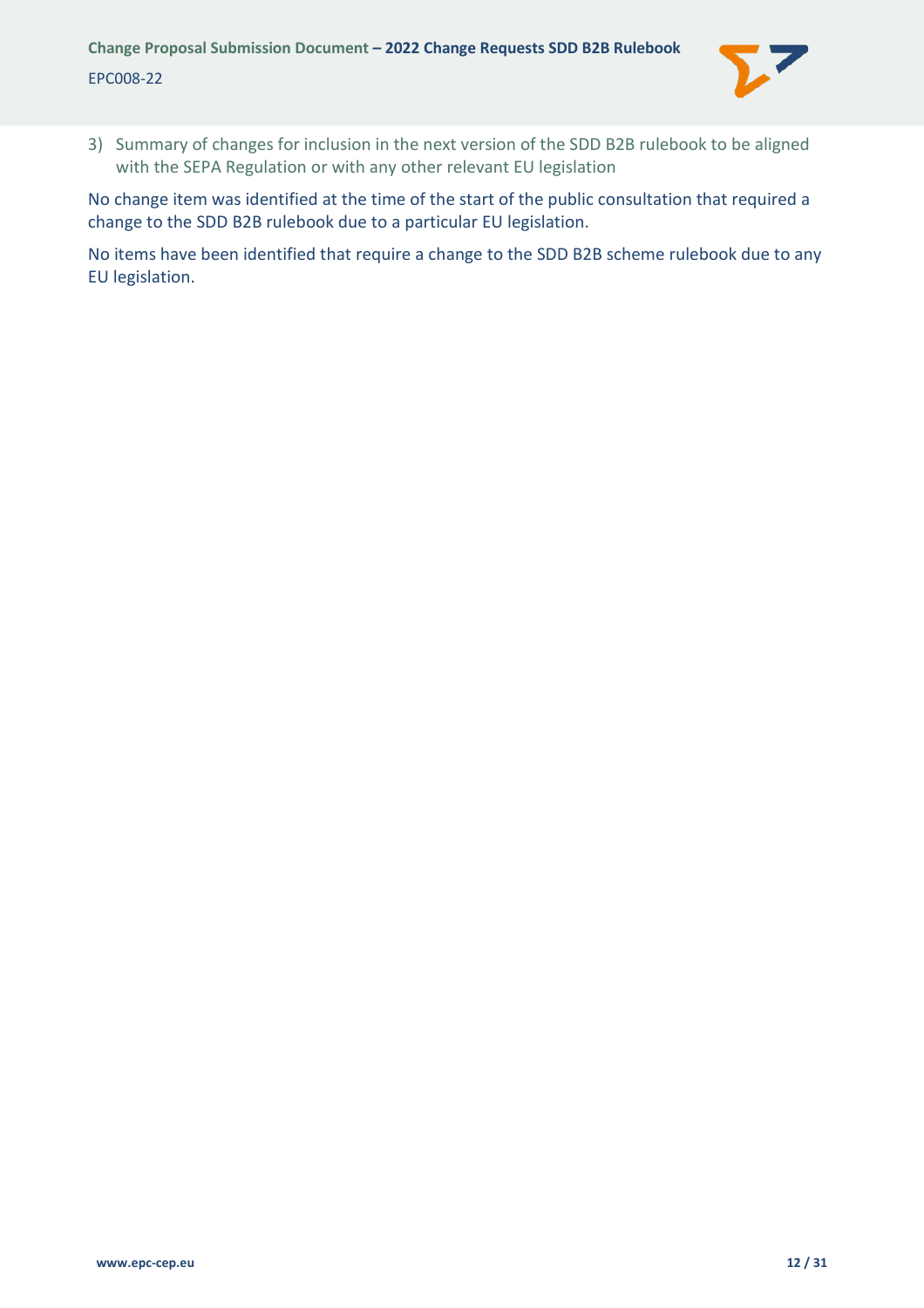### 3) Summary of changes for inclusion in the next version of the SDD B2B rulebook to be aligned with the SEPA Regulation or with any other relevant EU legislation

No change item was identified at the time of the start of the public consultation that required a change to the SDD B2B rulebook due to a particular EU legislation.

No items have been identified that require a change to the SDD B2B scheme rulebook due to any EU legislation.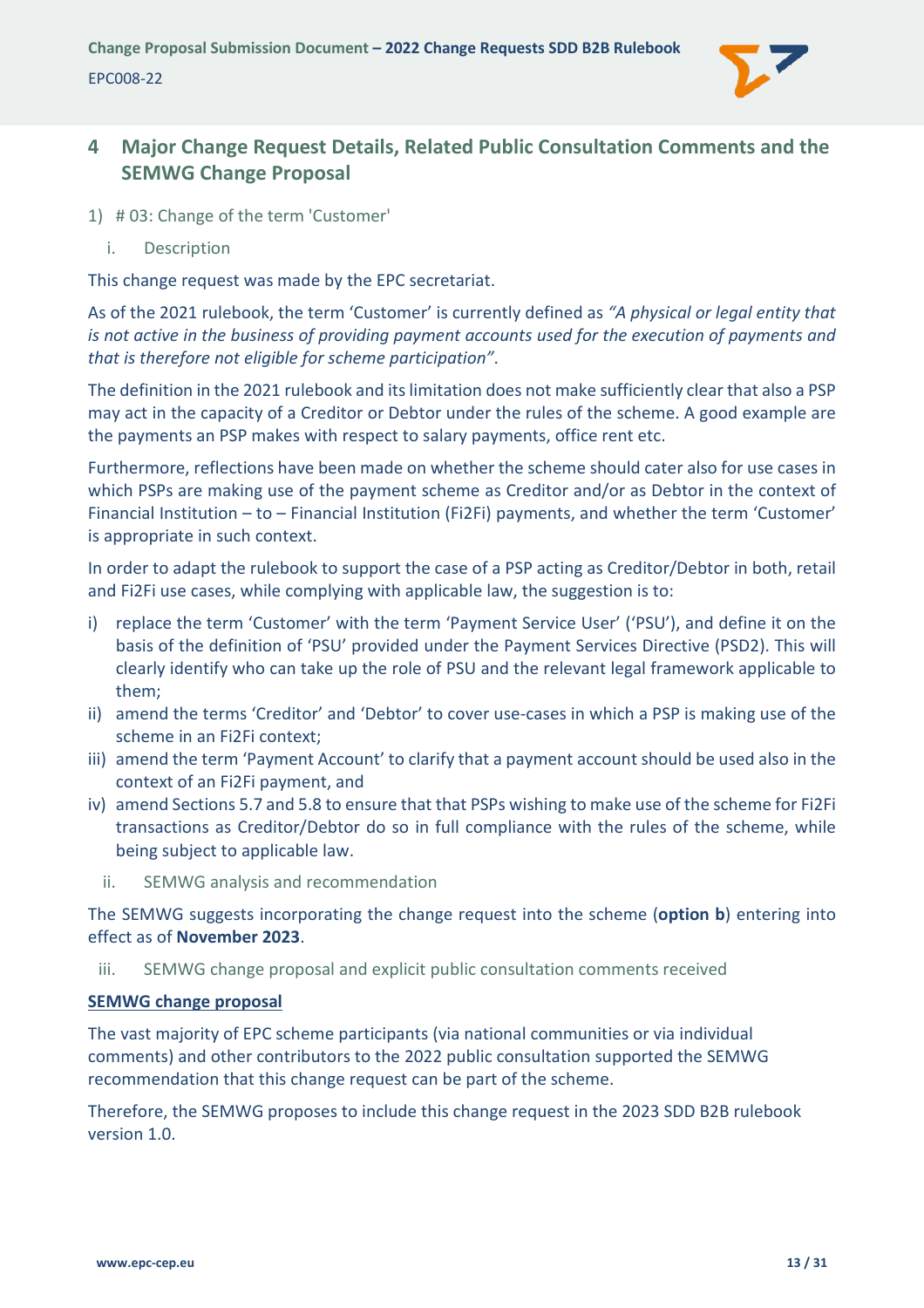# 4 Major Change Request Details, Related Public Consultation Comments and the SEMWG Change Proposal

1) # 03: Change of the term 'Customer'

## i. Description

This change request was made by the EPC secretariat.

As of the 2021 rulebook, the term 'Customer' is currently defined as *"A physical or legal entity that is not active in the business of providing payment accounts used for the execution of payments and that is therefore not eligible for scheme participation"*.

The definition in the 2021 rulebook and its limitation does not make sufficiently clear that also a PSP may act in the capacity of a Creditor or Debtor under the rules of the scheme. A good example are the payments an PSP makes with respect to salary payments, office rent etc.

Furthermore, reflections have been made on whether the scheme should cater also for use cases in which PSPs are making use of the payment scheme as Creditor and/or as Debtor in the context of Financial Institution – to – Financial Institution (Fi2Fi) payments, and whether the term 'Customer' is appropriate in such context.

In order to adapt the rulebook to support the case of a PSP acting as Creditor/Debtor in both, retail and Fi2Fi use cases, while complying with applicable law, the suggestion is to:

i) replace the term 'Customer' with the term 'Payment Service User' ('PSU'), and define it on the basis of the definition of 'PSU' provided under the Payment Services Directive (PSD2). This will clearly identify who can take up the role of PSU and the relevant legal framework applicable to them;
ii) amend the terms 'Creditor' and 'Debtor' to cover use-cases in which a PSP is making use of the scheme in an Fi2Fi context;
iii) amend the term 'Payment Account' to clarify that a payment account should be used also in the context of an Fi2Fi payment, and
iv) amend Sections 5.7 and 5.8 to ensure that that PSPs wishing to make use of the scheme for Fi2Fi transactions as Creditor/Debtor do so in full compliance with the rules of the scheme, while being subject to applicable law.

## ii. SEMWG analysis and recommendation

The SEMWG suggests incorporating the change request into the scheme (**option b**) entering into effect as of **November 2023**.

## iii. SEMWG change proposal and explicit public consultation comments received

**<u>SEMWG change proposal</u>**

The vast majority of EPC scheme participants (via national communities or via individual comments) and other contributors to the 2022 public consultation supported the SEMWG recommendation that this change request can be part of the scheme.

Therefore, the SEMWG proposes to include this change request in the 2023 SDD B2B rulebook version 1.0.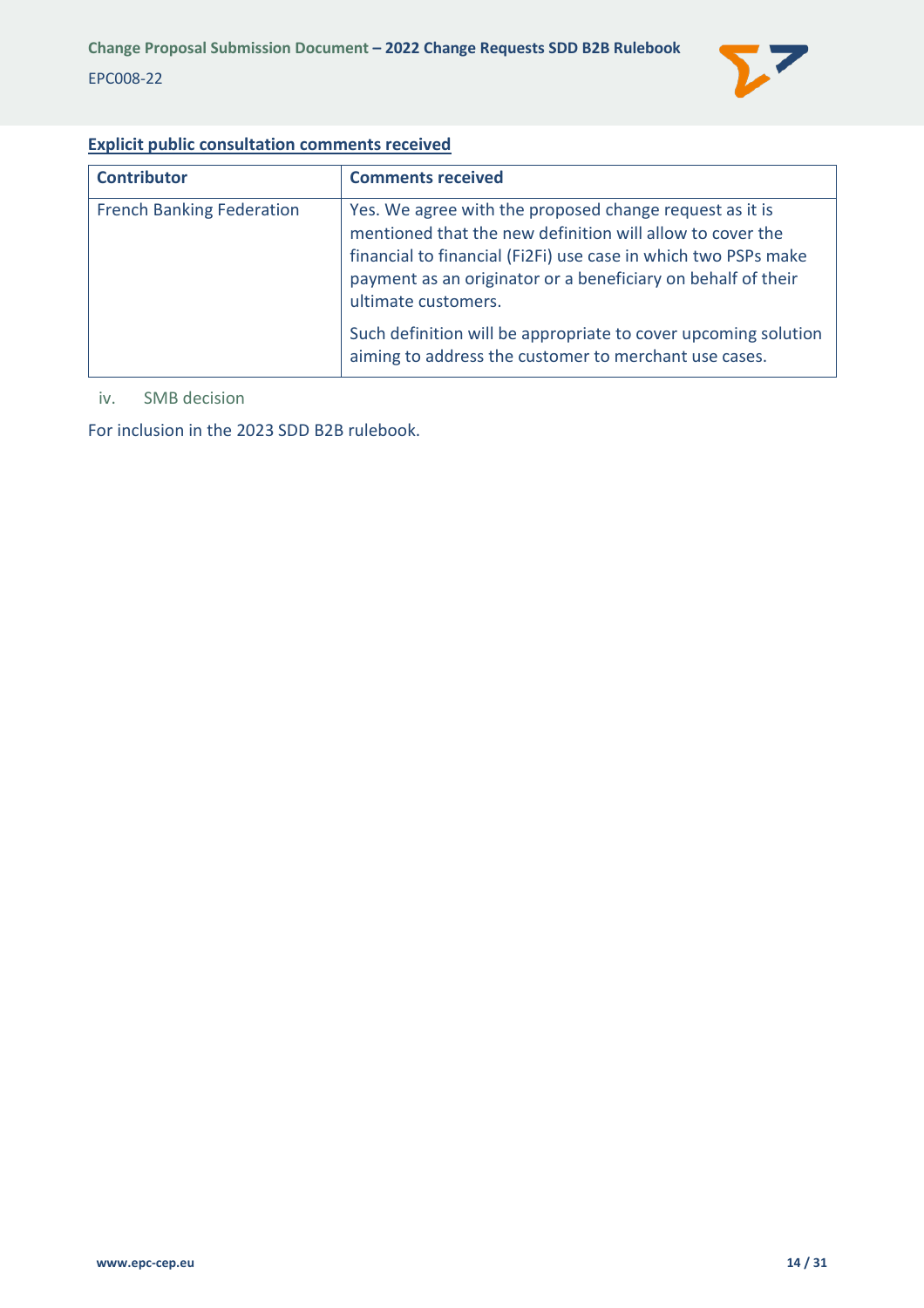**Explicit public consultation comments received**

| Contributor | Comments received |
|---|---|
| French Banking Federation | Yes. We agree with the proposed change request as it is mentioned that the new definition will allow to cover the financial to financial (Fi2Fi) use case in which two PSPs make payment as an originator or a beneficiary on behalf of their ultimate customers.<br><br>Such definition will be appropriate to cover upcoming solution aiming to address the customer to merchant use cases. |

iv. SMB decision

For inclusion in the 2023 SDD B2B rulebook.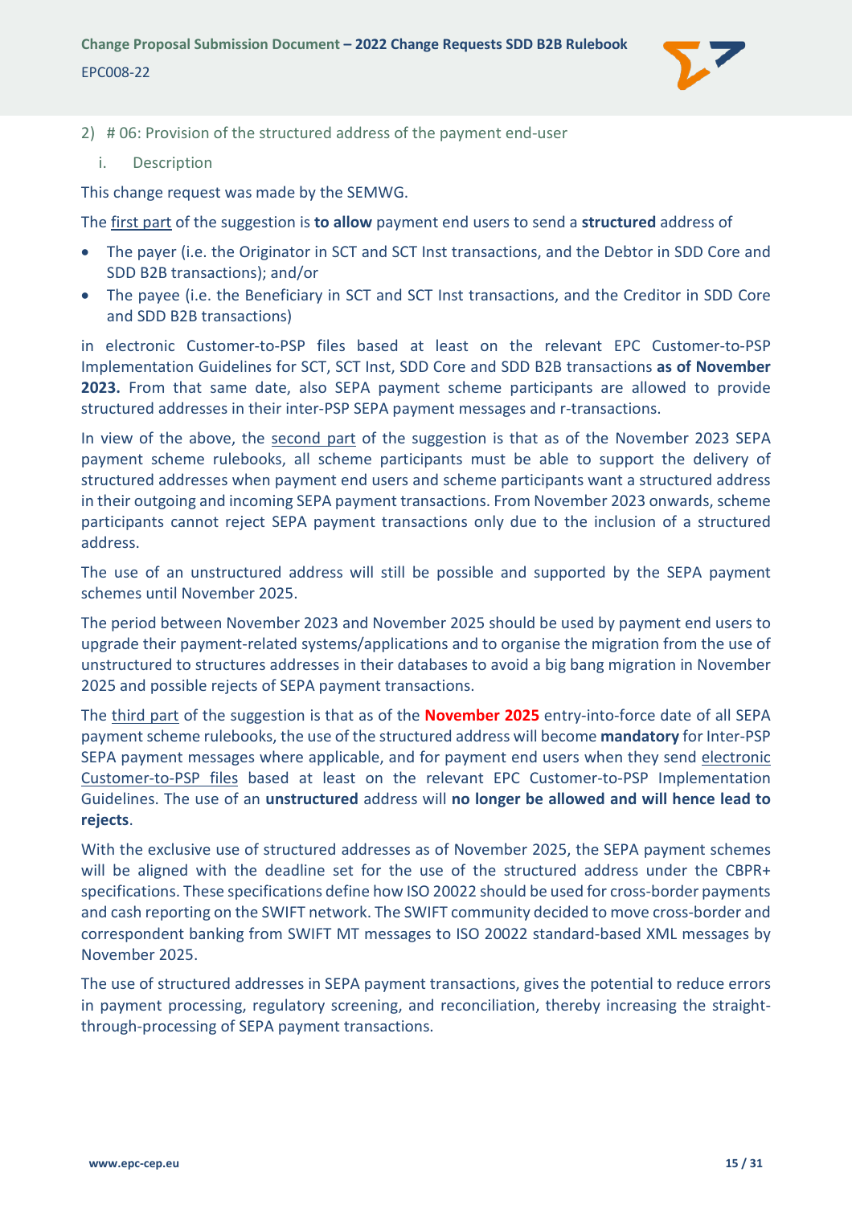2) # 06: Provision of the structured address of the payment end-user

i. Description

This change request was made by the SEMWG.

The first part of the suggestion is **to allow** payment end users to send a **structured** address of

- The payer (i.e. the Originator in SCT and SCT Inst transactions, and the Debtor in SDD Core and SDD B2B transactions); and/or
- The payee (i.e. the Beneficiary in SCT and SCT Inst transactions, and the Creditor in SDD Core and SDD B2B transactions)

in electronic Customer-to-PSP files based at least on the relevant EPC Customer-to-PSP Implementation Guidelines for SCT, SCT Inst, SDD Core and SDD B2B transactions **as of November 2023.** From that same date, also SEPA payment scheme participants are allowed to provide structured addresses in their inter-PSP SEPA payment messages and r-transactions.

In view of the above, the second part of the suggestion is that as of the November 2023 SEPA payment scheme rulebooks, all scheme participants must be able to support the delivery of structured addresses when payment end users and scheme participants want a structured address in their outgoing and incoming SEPA payment transactions. From November 2023 onwards, scheme participants cannot reject SEPA payment transactions only due to the inclusion of a structured address.

The use of an unstructured address will still be possible and supported by the SEPA payment schemes until November 2025.

The period between November 2023 and November 2025 should be used by payment end users to upgrade their payment-related systems/applications and to organise the migration from the use of unstructured to structures addresses in their databases to avoid a big bang migration in November 2025 and possible rejects of SEPA payment transactions.

The third part of the suggestion is that as of the **November 2025** entry-into-force date of all SEPA payment scheme rulebooks, the use of the structured address will become **mandatory** for Inter-PSP SEPA payment messages where applicable, and for payment end users when they send electronic Customer-to-PSP files based at least on the relevant EPC Customer-to-PSP Implementation Guidelines. The use of an **unstructured** address will **no longer be allowed and will hence lead to rejects**.

With the exclusive use of structured addresses as of November 2025, the SEPA payment schemes will be aligned with the deadline set for the use of the structured address under the CBPR+ specifications. These specifications define how ISO 20022 should be used for cross-border payments and cash reporting on the SWIFT network. The SWIFT community decided to move cross-border and correspondent banking from SWIFT MT messages to ISO 20022 standard-based XML messages by November 2025.

The use of structured addresses in SEPA payment transactions, gives the potential to reduce errors in payment processing, regulatory screening, and reconciliation, thereby increasing the straight-through-processing of SEPA payment transactions.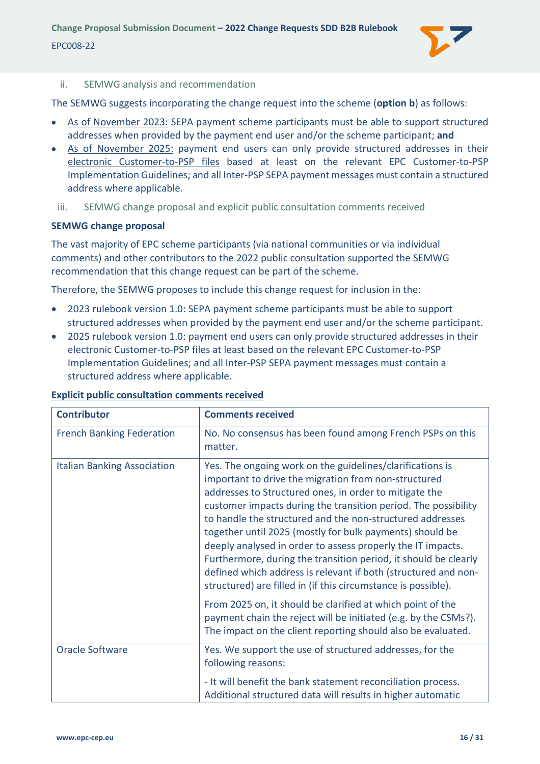ii. SEMWG analysis and recommendation

The SEMWG suggests incorporating the change request into the scheme (**option b**) as follows:

- As of November 2023: SEPA payment scheme participants must be able to support structured addresses when provided by the payment end user and/or the scheme participant; **and**
- As of November 2025: payment end users can only provide structured addresses in their electronic Customer-to-PSP files based at least on the relevant EPC Customer-to-PSP Implementation Guidelines; and all Inter-PSP SEPA payment messages must contain a structured address where applicable.

iii. SEMWG change proposal and explicit public consultation comments received

**SEMWG change proposal**

The vast majority of EPC scheme participants (via national communities or via individual comments) and other contributors to the 2022 public consultation supported the SEMWG recommendation that this change request can be part of the scheme.

Therefore, the SEMWG proposes to include this change request for inclusion in the:

- 2023 rulebook version 1.0: SEPA payment scheme participants must be able to support structured addresses when provided by the payment end user and/or the scheme participant.
- 2025 rulebook version 1.0: payment end users can only provide structured addresses in their electronic Customer-to-PSP files at least based on the relevant EPC Customer-to-PSP Implementation Guidelines; and all Inter-PSP SEPA payment messages must contain a structured address where applicable.

**Explicit public consultation comments received**

| Contributor | Comments received |
| --- | --- |
| French Banking Federation | No. No consensus has been found among French PSPs on this matter. |
| Italian Banking Association | Yes. The ongoing work on the guidelines/clarifications is important to drive the migration from non-structured addresses to Structured ones, in order to mitigate the customer impacts during the transition period. The possibility to handle the structured and the non-structured addresses together until 2025 (mostly for bulk payments) should be deeply analysed in order to assess properly the IT impacts. Furthermore, during the transition period, it should be clearly defined which address is relevant if both (structured and non-structured) are filled in (if this circumstance is possible).<br><br>From 2025 on, it should be clarified at which point of the payment chain the reject will be initiated (e.g. by the CSMs?). The impact on the client reporting should also be evaluated. |
| Oracle Software | Yes. We support the use of structured addresses, for the following reasons:<br><br>- It will benefit the bank statement reconciliation process. Additional structured data will results in higher automatic |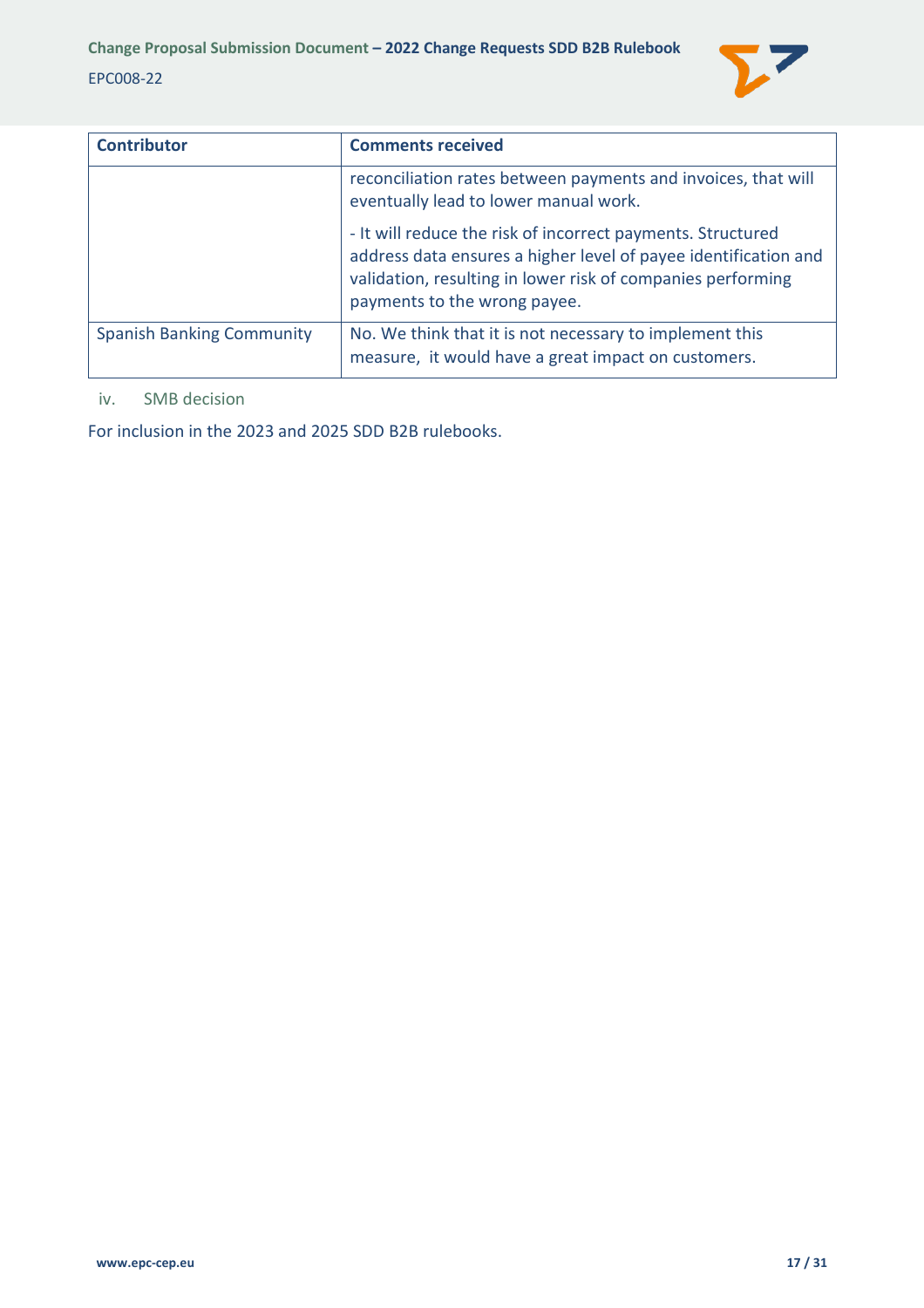| Contributor | Comments received |
| --- | --- |
| | reconciliation rates between payments and invoices, that will eventually lead to lower manual work.<br><br>- It will reduce the risk of incorrect payments. Structured address data ensures a higher level of payee identification and validation, resulting in lower risk of companies performing payments to the wrong payee. |
| Spanish Banking Community | No. We think that it is not necessary to implement this measure, it would have a great impact on customers. |

iv. SMB decision

For inclusion in the 2023 and 2025 SDD B2B rulebooks.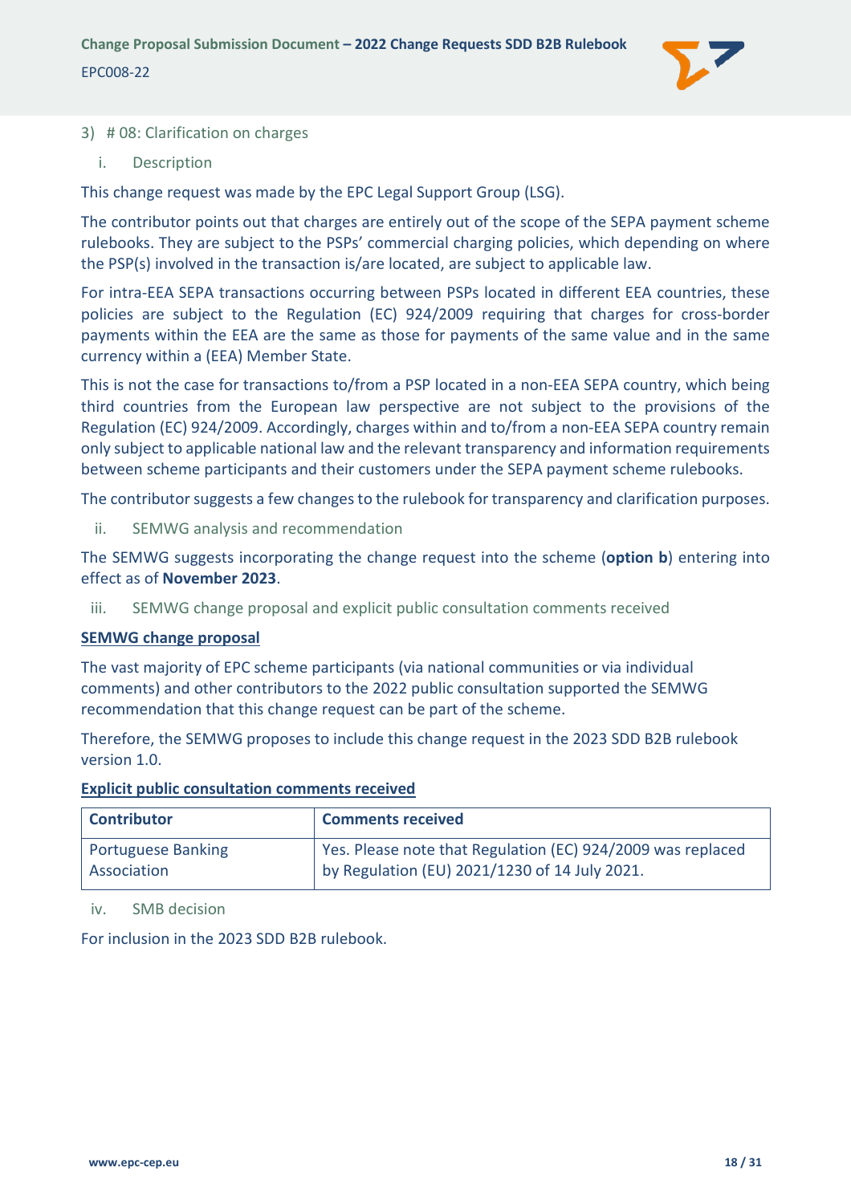## 3) # 08: Clarification on charges

### i. Description

This change request was made by the EPC Legal Support Group (LSG).

The contributor points out that charges are entirely out of the scope of the SEPA payment scheme rulebooks. They are subject to the PSPs' commercial charging policies, which depending on where the PSP(s) involved in the transaction is/are located, are subject to applicable law.

For intra-EEA SEPA transactions occurring between PSPs located in different EEA countries, these policies are subject to the Regulation (EC) 924/2009 requiring that charges for cross-border payments within the EEA are the same as those for payments of the same value and in the same currency within a (EEA) Member State.

This is not the case for transactions to/from a PSP located in a non-EEA SEPA country, which being third countries from the European law perspective are not subject to the provisions of the Regulation (EC) 924/2009. Accordingly, charges within and to/from a non-EEA SEPA country remain only subject to applicable national law and the relevant transparency and information requirements between scheme participants and their customers under the SEPA payment scheme rulebooks.

The contributor suggests a few changes to the rulebook for transparency and clarification purposes.

### ii. SEMWG analysis and recommendation

The SEMWG suggests incorporating the change request into the scheme (**option b**) entering into effect as of **November 2023**.

### iii. SEMWG change proposal and explicit public consultation comments received

**SEMWG change proposal**

The vast majority of EPC scheme participants (via national communities or via individual comments) and other contributors to the 2022 public consultation supported the SEMWG recommendation that this change request can be part of the scheme.

Therefore, the SEMWG proposes to include this change request in the 2023 SDD B2B rulebook version 1.0.

**Explicit public consultation comments received**

| Contributor | Comments received |
|---|---|
| Portuguese Banking Association | Yes. Please note that Regulation (EC) 924/2009 was replaced by Regulation (EU) 2021/1230 of 14 July 2021. |

### iv. SMB decision

For inclusion in the 2023 SDD B2B rulebook.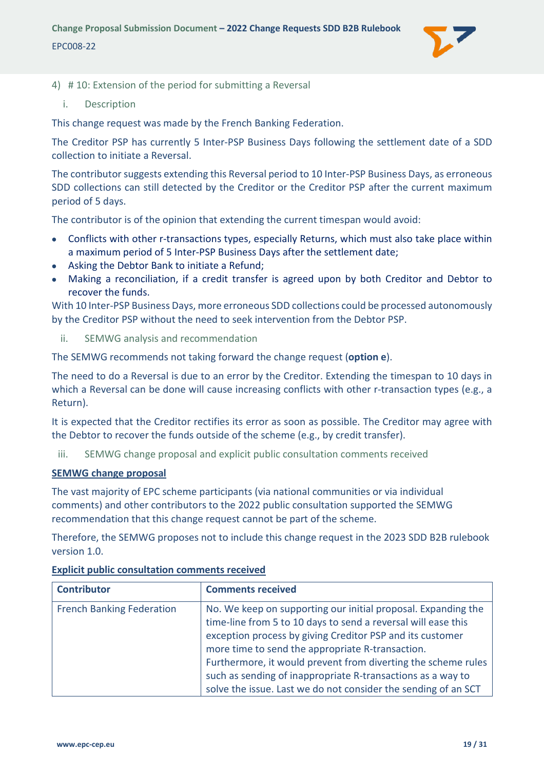### 4) # 10: Extension of the period for submitting a Reversal

#### i. Description

This change request was made by the French Banking Federation.

The Creditor PSP has currently 5 Inter-PSP Business Days following the settlement date of a SDD collection to initiate a Reversal.

The contributor suggests extending this Reversal period to 10 Inter-PSP Business Days, as erroneous SDD collections can still detected by the Creditor or the Creditor PSP after the current maximum period of 5 days.

The contributor is of the opinion that extending the current timespan would avoid:

- Conflicts with other r-transactions types, especially Returns, which must also take place within a maximum period of 5 Inter-PSP Business Days after the settlement date;
- Asking the Debtor Bank to initiate a Refund;
- Making a reconciliation, if a credit transfer is agreed upon by both Creditor and Debtor to recover the funds.

With 10 Inter-PSP Business Days, more erroneous SDD collections could be processed autonomously by the Creditor PSP without the need to seek intervention from the Debtor PSP.

#### ii. SEMWG analysis and recommendation

The SEMWG recommends not taking forward the change request (**option e**).

The need to do a Reversal is due to an error by the Creditor. Extending the timespan to 10 days in which a Reversal can be done will cause increasing conflicts with other r-transaction types (e.g., a Return).

It is expected that the Creditor rectifies its error as soon as possible. The Creditor may agree with the Debtor to recover the funds outside of the scheme (e.g., by credit transfer).

#### iii. SEMWG change proposal and explicit public consultation comments received

**SEMWG change proposal**

The vast majority of EPC scheme participants (via national communities or via individual comments) and other contributors to the 2022 public consultation supported the SEMWG recommendation that this change request cannot be part of the scheme.

Therefore, the SEMWG proposes not to include this change request in the 2023 SDD B2B rulebook version 1.0.

**Explicit public consultation comments received**

| Contributor | Comments received |
|---|---|
| French Banking Federation | No. We keep on supporting our initial proposal. Expanding the time-line from 5 to 10 days to send a reversal will ease this exception process by giving Creditor PSP and its customer more time to send the appropriate R-transaction. Furthermore, it would prevent from diverting the scheme rules such as sending of inappropriate R-transactions as a way to solve the issue. Last we do not consider the sending of an SCT |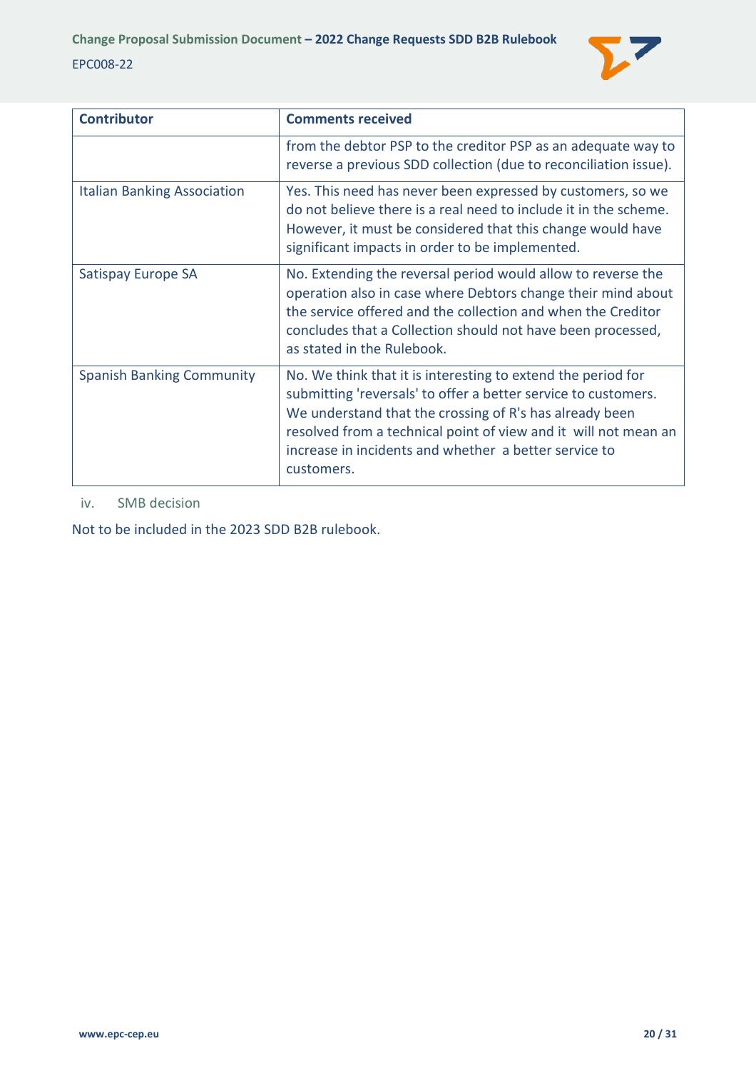| Contributor | Comments received |
| --- | --- |
| | from the debtor PSP to the creditor PSP as an adequate way to reverse a previous SDD collection (due to reconciliation issue). |
| Italian Banking Association | Yes. This need has never been expressed by customers, so we do not believe there is a real need to include it in the scheme. However, it must be considered that this change would have significant impacts in order to be implemented. |
| Satispay Europe SA | No. Extending the reversal period would allow to reverse the operation also in case where Debtors change their mind about the service offered and the collection and when the Creditor concludes that a Collection should not have been processed, as stated in the Rulebook. |
| Spanish Banking Community | No. We think that it is interesting to extend the period for submitting 'reversals' to offer a better service to customers. We understand that the crossing of R's has already been resolved from a technical point of view and it  will not mean an increase in incidents and whether  a better service to customers. |

iv. SMB decision

Not to be included in the 2023 SDD B2B rulebook.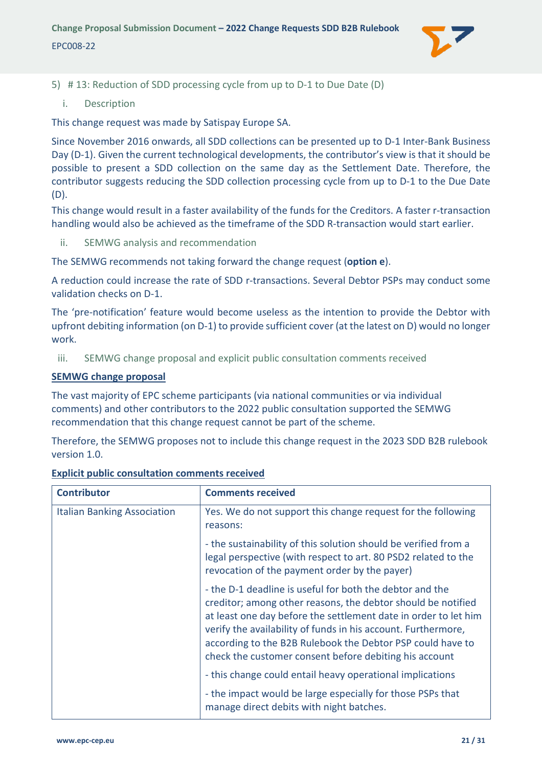## 5) # 13: Reduction of SDD processing cycle from up to D-1 to Due Date (D)

### i. Description

This change request was made by Satispay Europe SA.

Since November 2016 onwards, all SDD collections can be presented up to D-1 Inter-Bank Business Day (D-1). Given the current technological developments, the contributor's view is that it should be possible to present a SDD collection on the same day as the Settlement Date. Therefore, the contributor suggests reducing the SDD collection processing cycle from up to D-1 to the Due Date (D).

This change would result in a faster availability of the funds for the Creditors. A faster r-transaction handling would also be achieved as the timeframe of the SDD R-transaction would start earlier.

### ii. SEMWG analysis and recommendation

The SEMWG recommends not taking forward the change request (**option e**).

A reduction could increase the rate of SDD r-transactions. Several Debtor PSPs may conduct some validation checks on D-1.

The 'pre-notification' feature would become useless as the intention to provide the Debtor with upfront debiting information (on D-1) to provide sufficient cover (at the latest on D) would no longer work.

### iii. SEMWG change proposal and explicit public consultation comments received

**SEMWG change proposal**

The vast majority of EPC scheme participants (via national communities or via individual comments) and other contributors to the 2022 public consultation supported the SEMWG recommendation that this change request cannot be part of the scheme.

Therefore, the SEMWG proposes not to include this change request in the 2023 SDD B2B rulebook version 1.0.

**Explicit public consultation comments received**

| Contributor | Comments received |
|---|---|
| Italian Banking Association | Yes. We do not support this change request for the following reasons:<br><br>- the sustainability of this solution should be verified from a legal perspective (with respect to art. 80 PSD2 related to the revocation of the payment order by the payer)<br><br>- the D-1 deadline is useful for both the debtor and the creditor; among other reasons, the debtor should be notified at least one day before the settlement date in order to let him verify the availability of funds in his account. Furthermore, according to the B2B Rulebook the Debtor PSP could have to check the customer consent before debiting his account<br><br>- this change could entail heavy operational implications<br><br>- the impact would be large especially for those PSPs that manage direct debits with night batches. |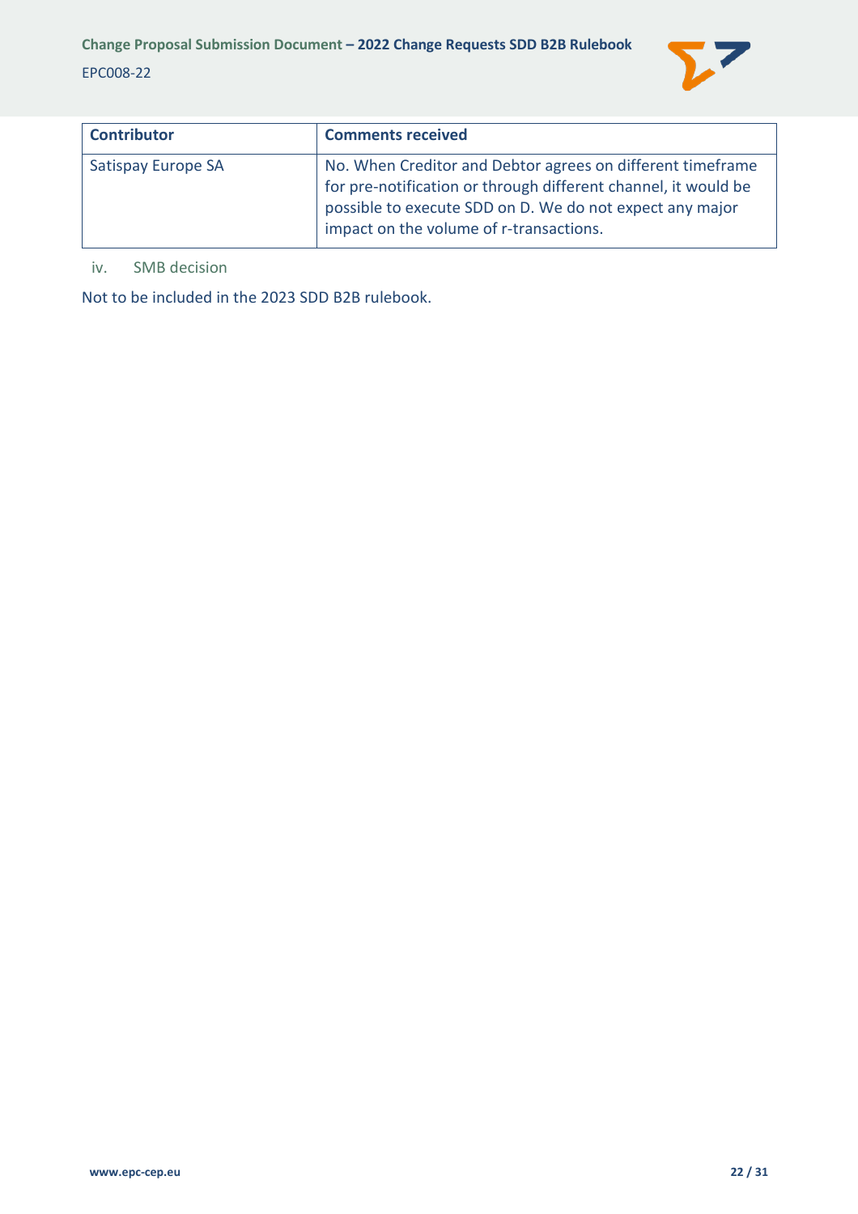| Contributor | Comments received |
|---|---|
| Satispay Europe SA | No. When Creditor and Debtor agrees on different timeframe for pre-notification or through different channel, it would be possible to execute SDD on D. We do not expect any major impact on the volume of r-transactions. |

iv. SMB decision

Not to be included in the 2023 SDD B2B rulebook.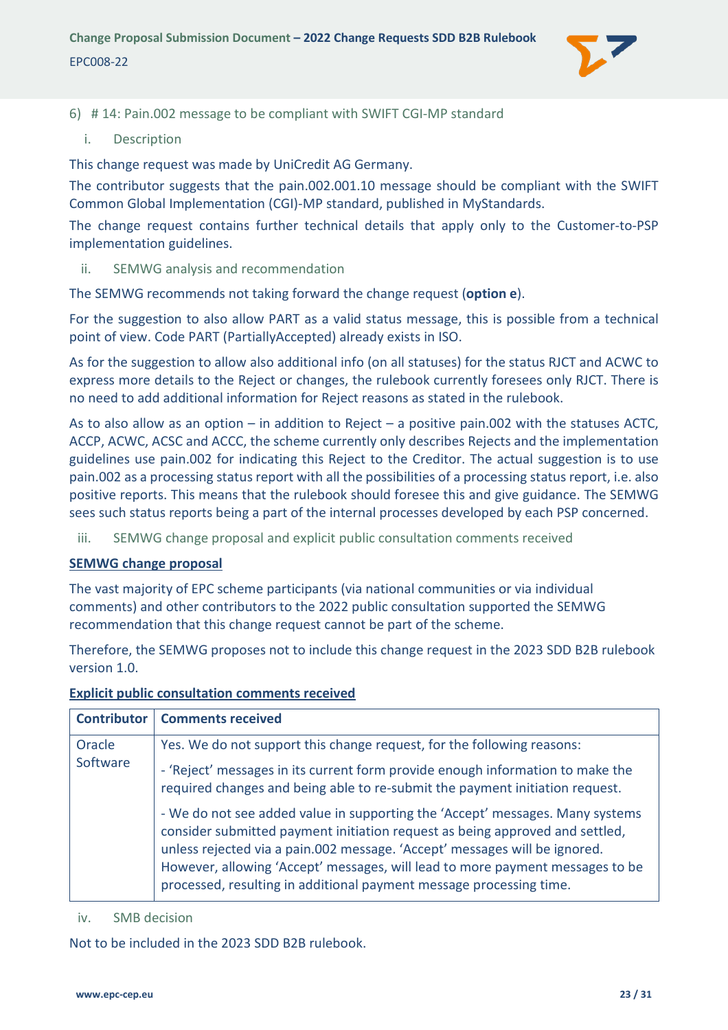### 6) # 14: Pain.002 message to be compliant with SWIFT CGI-MP standard

#### i. Description

This change request was made by UniCredit AG Germany.

The contributor suggests that the pain.002.001.10 message should be compliant with the SWIFT Common Global Implementation (CGI)-MP standard, published in MyStandards.

The change request contains further technical details that apply only to the Customer-to-PSP implementation guidelines.

#### ii. SEMWG analysis and recommendation

The SEMWG recommends not taking forward the change request (**option e**).

For the suggestion to also allow PART as a valid status message, this is possible from a technical point of view. Code PART (PartiallyAccepted) already exists in ISO.

As for the suggestion to allow also additional info (on all statuses) for the status RJCT and ACWC to express more details to the Reject or changes, the rulebook currently foresees only RJCT. There is no need to add additional information for Reject reasons as stated in the rulebook.

As to also allow as an option – in addition to Reject – a positive pain.002 with the statuses ACTC, ACCP, ACWC, ACSC and ACCC, the scheme currently only describes Rejects and the implementation guidelines use pain.002 for indicating this Reject to the Creditor. The actual suggestion is to use pain.002 as a processing status report with all the possibilities of a processing status report, i.e. also positive reports. This means that the rulebook should foresee this and give guidance. The SEMWG sees such status reports being a part of the internal processes developed by each PSP concerned.

#### iii. SEMWG change proposal and explicit public consultation comments received

**SEMWG change proposal**

The vast majority of EPC scheme participants (via national communities or via individual comments) and other contributors to the 2022 public consultation supported the SEMWG recommendation that this change request cannot be part of the scheme.

Therefore, the SEMWG proposes not to include this change request in the 2023 SDD B2B rulebook version 1.0.

**Explicit public consultation comments received**

| Contributor | Comments received |
| --- | --- |
| Oracle Software | Yes. We do not support this change request, for the following reasons:<br>- 'Reject' messages in its current form provide enough information to make the required changes and being able to re-submit the payment initiation request.<br>- We do not see added value in supporting the 'Accept' messages. Many systems consider submitted payment initiation request as being approved and settled, unless rejected via a pain.002 message. 'Accept' messages will be ignored. However, allowing 'Accept' messages, will lead to more payment messages to be processed, resulting in additional payment message processing time. |

#### iv. SMB decision

Not to be included in the 2023 SDD B2B rulebook.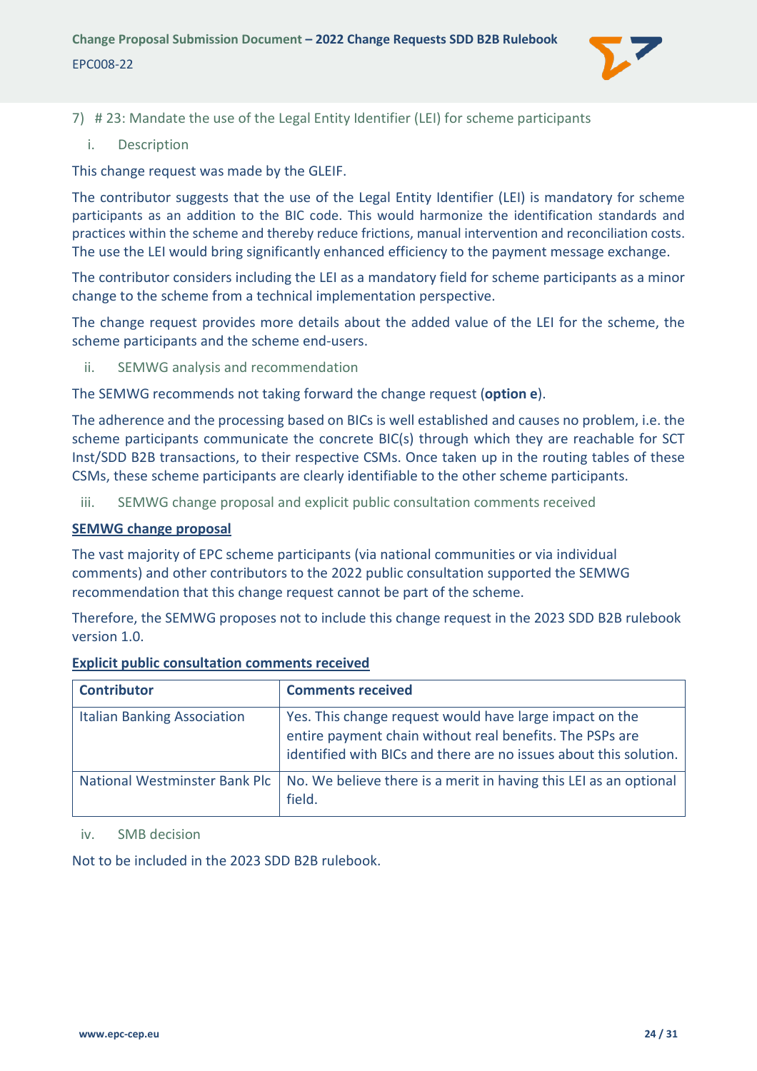### 7) # 23: Mandate the use of the Legal Entity Identifier (LEI) for scheme participants

#### i. Description

This change request was made by the GLEIF.

The contributor suggests that the use of the Legal Entity Identifier (LEI) is mandatory for scheme participants as an addition to the BIC code. This would harmonize the identification standards and practices within the scheme and thereby reduce frictions, manual intervention and reconciliation costs. The use the LEI would bring significantly enhanced efficiency to the payment message exchange.

The contributor considers including the LEI as a mandatory field for scheme participants as a minor change to the scheme from a technical implementation perspective.

The change request provides more details about the added value of the LEI for the scheme, the scheme participants and the scheme end-users.

#### ii. SEMWG analysis and recommendation

The SEMWG recommends not taking forward the change request (**option e**).

The adherence and the processing based on BICs is well established and causes no problem, i.e. the scheme participants communicate the concrete BIC(s) through which they are reachable for SCT Inst/SDD B2B transactions, to their respective CSMs. Once taken up in the routing tables of these CSMs, these scheme participants are clearly identifiable to the other scheme participants.

#### iii. SEMWG change proposal and explicit public consultation comments received

**SEMWG change proposal**

The vast majority of EPC scheme participants (via national communities or via individual comments) and other contributors to the 2022 public consultation supported the SEMWG recommendation that this change request cannot be part of the scheme.

Therefore, the SEMWG proposes not to include this change request in the 2023 SDD B2B rulebook version 1.0.

**Explicit public consultation comments received**

| Contributor | Comments received |
|---|---|
| Italian Banking Association | Yes. This change request would have large impact on the entire payment chain without real benefits. The PSPs are identified with BICs and there are no issues about this solution. |
| National Westminster Bank Plc | No. We believe there is a merit in having this LEI as an optional field. |

#### iv. SMB decision

Not to be included in the 2023 SDD B2B rulebook.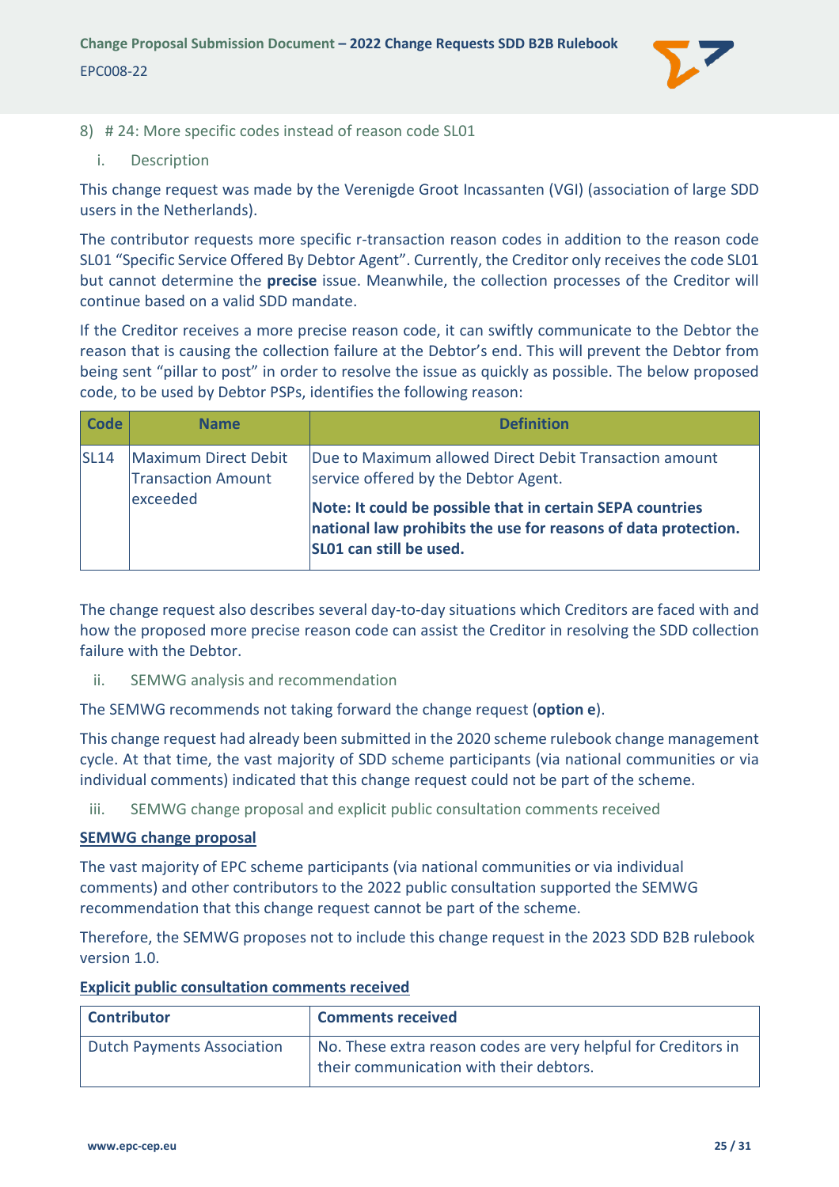## 8) # 24: More specific codes instead of reason code SL01

### i. Description

This change request was made by the Verenigde Groot Incassanten (VGI) (association of large SDD users in the Netherlands).

The contributor requests more specific r-transaction reason codes in addition to the reason code SL01 "Specific Service Offered By Debtor Agent". Currently, the Creditor only receives the code SL01 but cannot determine the **precise** issue. Meanwhile, the collection processes of the Creditor will continue based on a valid SDD mandate.

If the Creditor receives a more precise reason code, it can swiftly communicate to the Debtor the reason that is causing the collection failure at the Debtor's end. This will prevent the Debtor from being sent "pillar to post" in order to resolve the issue as quickly as possible. The below proposed code, to be used by Debtor PSPs, identifies the following reason:

| Code | Name | Definition |
|---|---|---|
| SL14 | Maximum Direct Debit Transaction Amount exceeded | Due to Maximum allowed Direct Debit Transaction amount service offered by the Debtor Agent.<br><br>**Note: It could be possible that in certain SEPA countries national law prohibits the use for reasons of data protection. SL01 can still be used.** |

The change request also describes several day-to-day situations which Creditors are faced with and how the proposed more precise reason code can assist the Creditor in resolving the SDD collection failure with the Debtor.

### ii. SEMWG analysis and recommendation

The SEMWG recommends not taking forward the change request (**option e**).

This change request had already been submitted in the 2020 scheme rulebook change management cycle. At that time, the vast majority of SDD scheme participants (via national communities or via individual comments) indicated that this change request could not be part of the scheme.

### iii. SEMWG change proposal and explicit public consultation comments received

**SEMWG change proposal**

The vast majority of EPC scheme participants (via national communities or via individual comments) and other contributors to the 2022 public consultation supported the SEMWG recommendation that this change request cannot be part of the scheme.

Therefore, the SEMWG proposes not to include this change request in the 2023 SDD B2B rulebook version 1.0.

**Explicit public consultation comments received**

| Contributor | Comments received |
|---|---|
| Dutch Payments Association | No. These extra reason codes are very helpful for Creditors in their communication with their debtors. |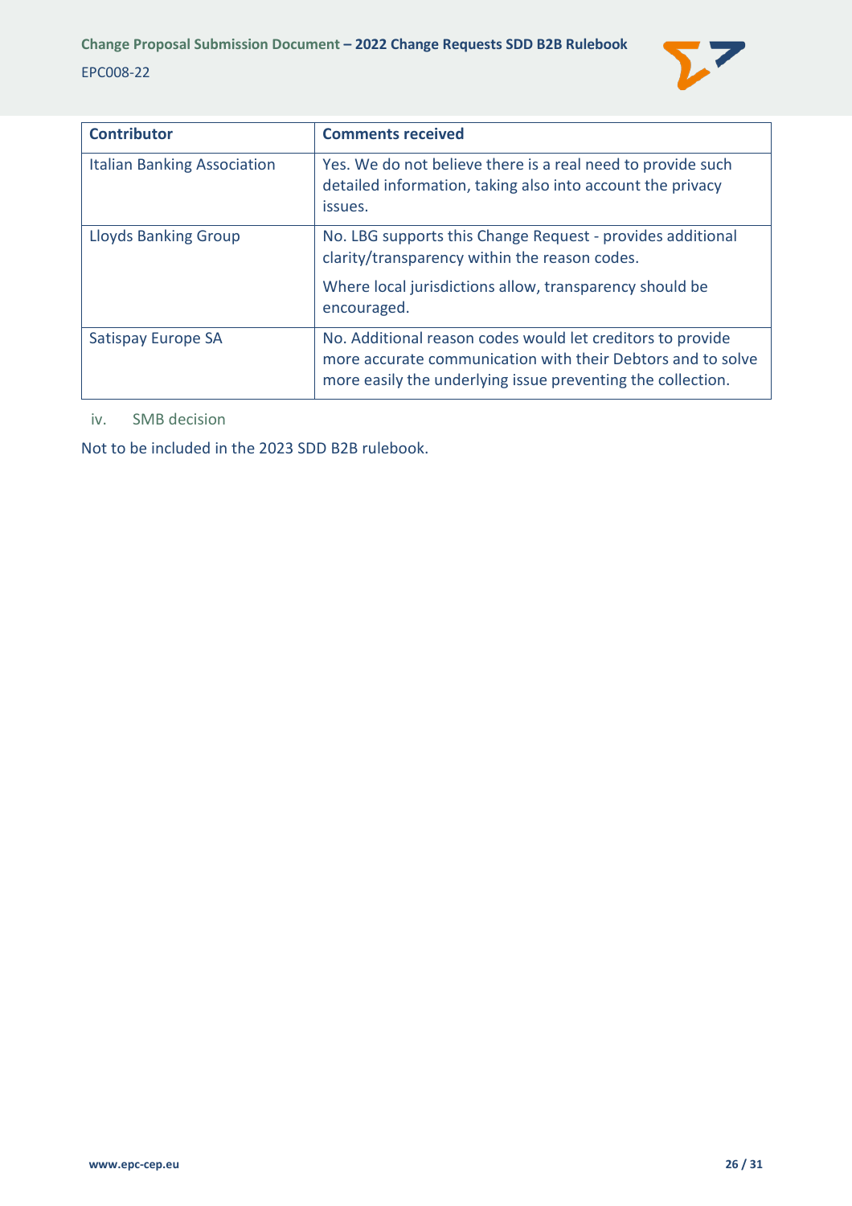| Contributor | Comments received |
| --- | --- |
| Italian Banking Association | Yes. We do not believe there is a real need to provide such detailed information, taking also into account the privacy issues. |
| Lloyds Banking Group | No. LBG supports this Change Request - provides additional clarity/transparency within the reason codes.<br><br>Where local jurisdictions allow, transparency should be encouraged. |
| Satispay Europe SA | No. Additional reason codes would let creditors to provide more accurate communication with their Debtors and to solve more easily the underlying issue preventing the collection. |

iv. SMB decision

Not to be included in the 2023 SDD B2B rulebook.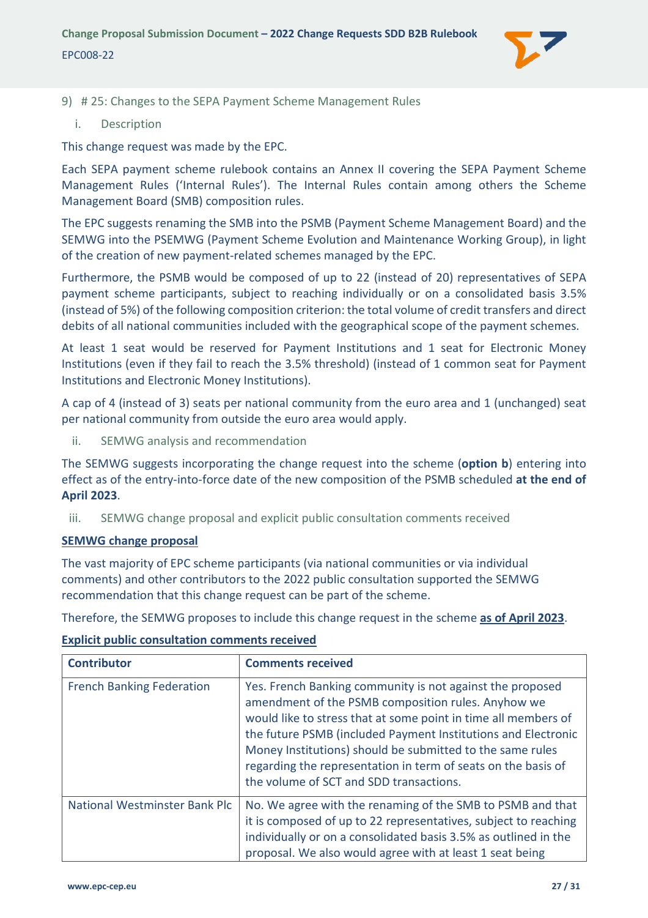9) # 25: Changes to the SEPA Payment Scheme Management Rules

i. Description

This change request was made by the EPC.

Each SEPA payment scheme rulebook contains an Annex II covering the SEPA Payment Scheme Management Rules ('Internal Rules'). The Internal Rules contain among others the Scheme Management Board (SMB) composition rules.

The EPC suggests renaming the SMB into the PSMB (Payment Scheme Management Board) and the SEMWG into the PSEMWG (Payment Scheme Evolution and Maintenance Working Group), in light of the creation of new payment-related schemes managed by the EPC.

Furthermore, the PSMB would be composed of up to 22 (instead of 20) representatives of SEPA payment scheme participants, subject to reaching individually or on a consolidated basis 3.5% (instead of 5%) of the following composition criterion: the total volume of credit transfers and direct debits of all national communities included with the geographical scope of the payment schemes.

At least 1 seat would be reserved for Payment Institutions and 1 seat for Electronic Money Institutions (even if they fail to reach the 3.5% threshold) (instead of 1 common seat for Payment Institutions and Electronic Money Institutions).

A cap of 4 (instead of 3) seats per national community from the euro area and 1 (unchanged) seat per national community from outside the euro area would apply.

ii. SEMWG analysis and recommendation

The SEMWG suggests incorporating the change request into the scheme (**option b**) entering into effect as of the entry-into-force date of the new composition of the PSMB scheduled **at the end of April 2023**.

iii. SEMWG change proposal and explicit public consultation comments received

**SEMWG change proposal**

The vast majority of EPC scheme participants (via national communities or via individual comments) and other contributors to the 2022 public consultation supported the SEMWG recommendation that this change request can be part of the scheme.

Therefore, the SEMWG proposes to include this change request in the scheme **as of April 2023**.

**Explicit public consultation comments received**

| Contributor | Comments received |
| --- | --- |
| French Banking Federation | Yes. French Banking community is not against the proposed amendment of the PSMB composition rules. Anyhow we would like to stress that at some point in time all members of the future PSMB (included Payment Institutions and Electronic Money Institutions) should be submitted to the same rules regarding the representation in term of seats on the basis of the volume of SCT and SDD transactions. |
| National Westminster Bank Plc | No. We agree with the renaming of the SMB to PSMB and that it is composed of up to 22 representatives, subject to reaching individually or on a consolidated basis 3.5% as outlined in the proposal. We also would agree with at least 1 seat being |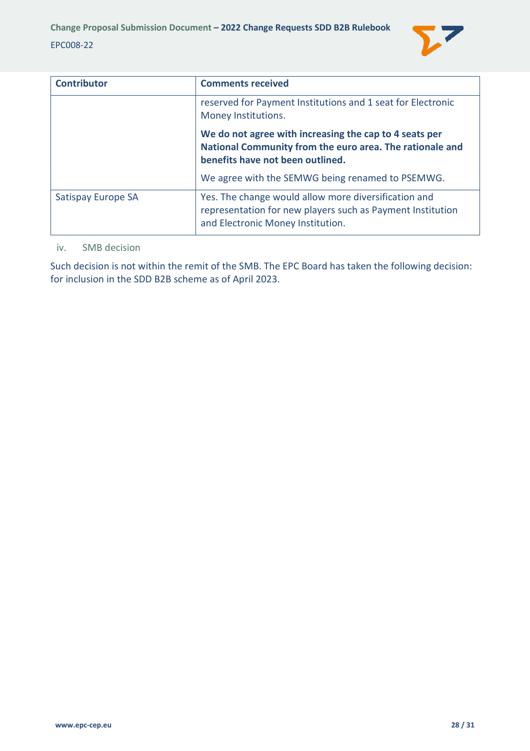| Contributor | Comments received |
|---|---|
| | reserved for Payment Institutions and 1 seat for Electronic Money Institutions.<br><br>**We do not agree with increasing the cap to 4 seats per National Community from the euro area. The rationale and benefits have not been outlined.**<br><br>We agree with the SEMWG being renamed to PSEMWG. |
| Satispay Europe SA | Yes. The change would allow more diversification and representation for new players such as Payment Institution and Electronic Money Institution. |

iv. SMB decision

Such decision is not within the remit of the SMB. The EPC Board has taken the following decision: for inclusion in the SDD B2B scheme as of April 2023.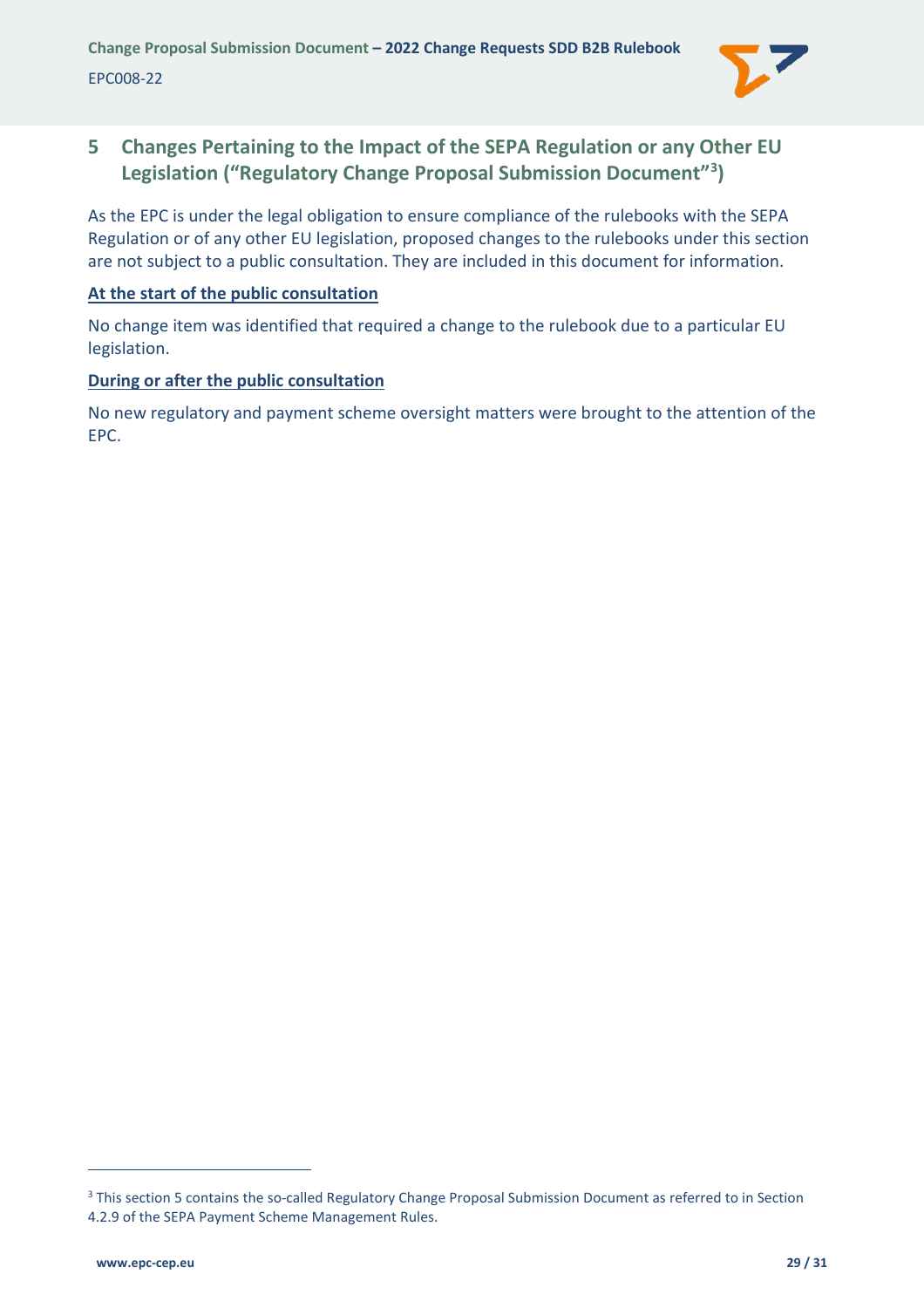## 5 Changes Pertaining to the Impact of the SEPA Regulation or any Other EU Legislation ("Regulatory Change Proposal Submission Document"[3])

As the EPC is under the legal obligation to ensure compliance of the rulebooks with the SEPA Regulation or of any other EU legislation, proposed changes to the rulebooks under this section are not subject to a public consultation. They are included in this document for information.

**At the start of the public consultation**

No change item was identified that required a change to the rulebook due to a particular EU legislation.

**During or after the public consultation**

No new regulatory and payment scheme oversight matters were brought to the attention of the EPC.

---

[3] This section 5 contains the so-called Regulatory Change Proposal Submission Document as referred to in Section 4.2.9 of the SEPA Payment Scheme Management Rules.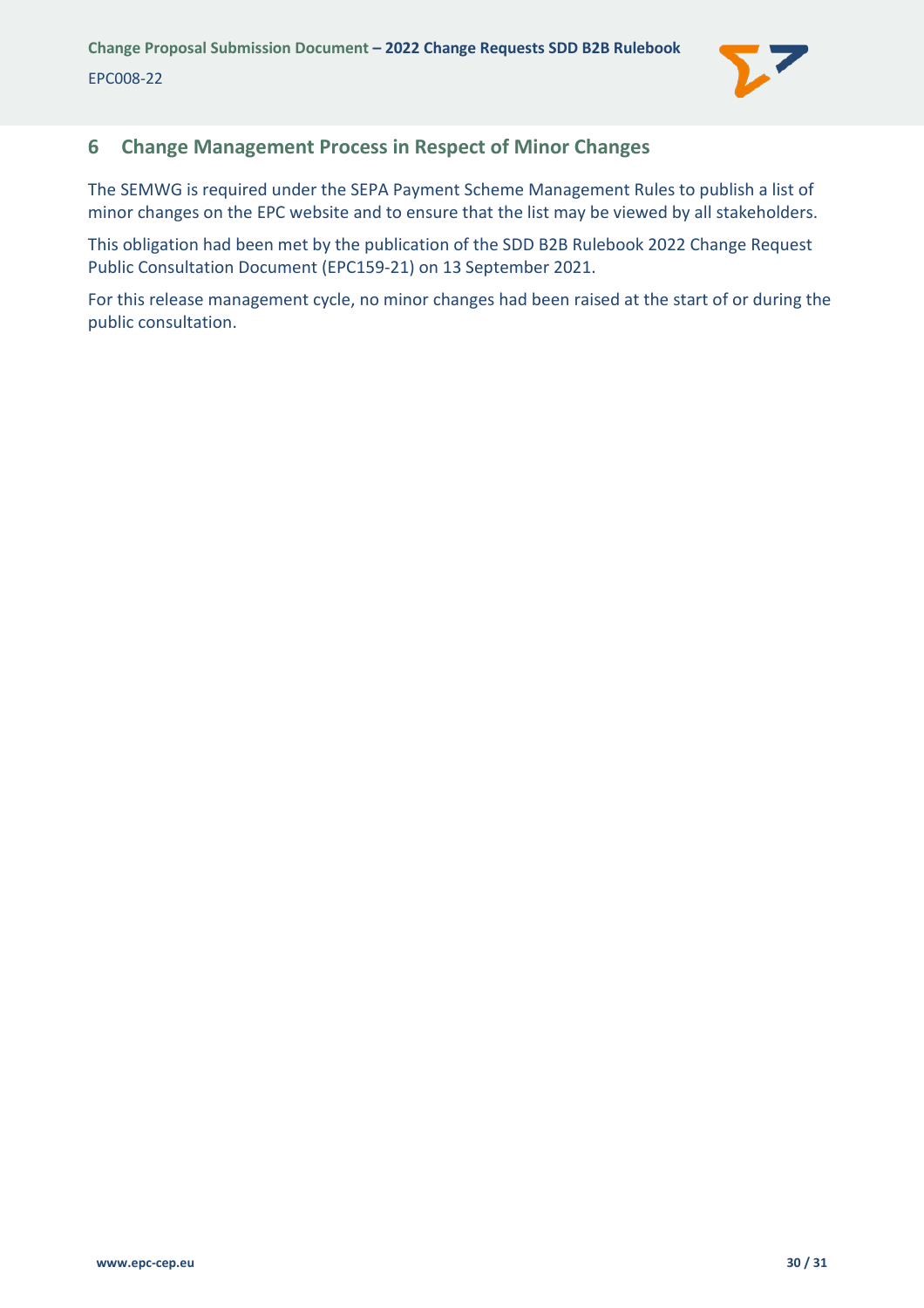## 6 Change Management Process in Respect of Minor Changes

The SEMWG is required under the SEPA Payment Scheme Management Rules to publish a list of minor changes on the EPC website and to ensure that the list may be viewed by all stakeholders.

This obligation had been met by the publication of the SDD B2B Rulebook 2022 Change Request Public Consultation Document (EPC159-21) on 13 September 2021.

For this release management cycle, no minor changes had been raised at the start of or during the public consultation.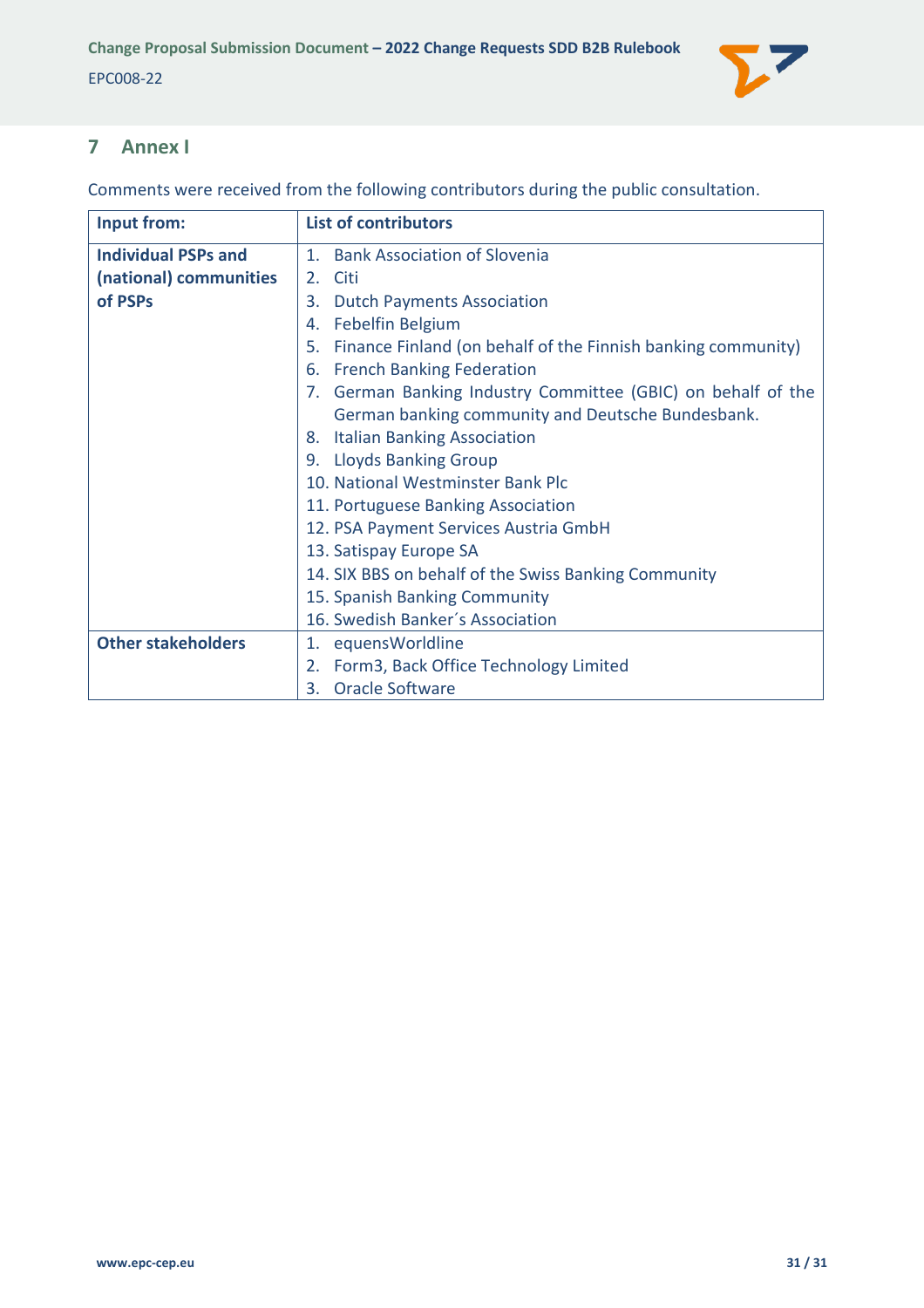## 7 Annex I

Comments were received from the following contributors during the public consultation.

| Input from: | List of contributors |
|---|---|
| **Individual PSPs and (national) communities of PSPs** | 1. Bank Association of Slovenia<br>2. Citi<br>3. Dutch Payments Association<br>4. Febelfin Belgium<br>5. Finance Finland (on behalf of the Finnish banking community)<br>6. French Banking Federation<br>7. German Banking Industry Committee (GBIC) on behalf of the German banking community and Deutsche Bundesbank.<br>8. Italian Banking Association<br>9. Lloyds Banking Group<br>10. National Westminster Bank Plc<br>11. Portuguese Banking Association<br>12. PSA Payment Services Austria GmbH<br>13. Satispay Europe SA<br>14. SIX BBS on behalf of the Swiss Banking Community<br>15. Spanish Banking Community<br>16. Swedish Banker´s Association |
| **Other stakeholders** | 1. equensWorldline<br>2. Form3, Back Office Technology Limited<br>3. Oracle Software |